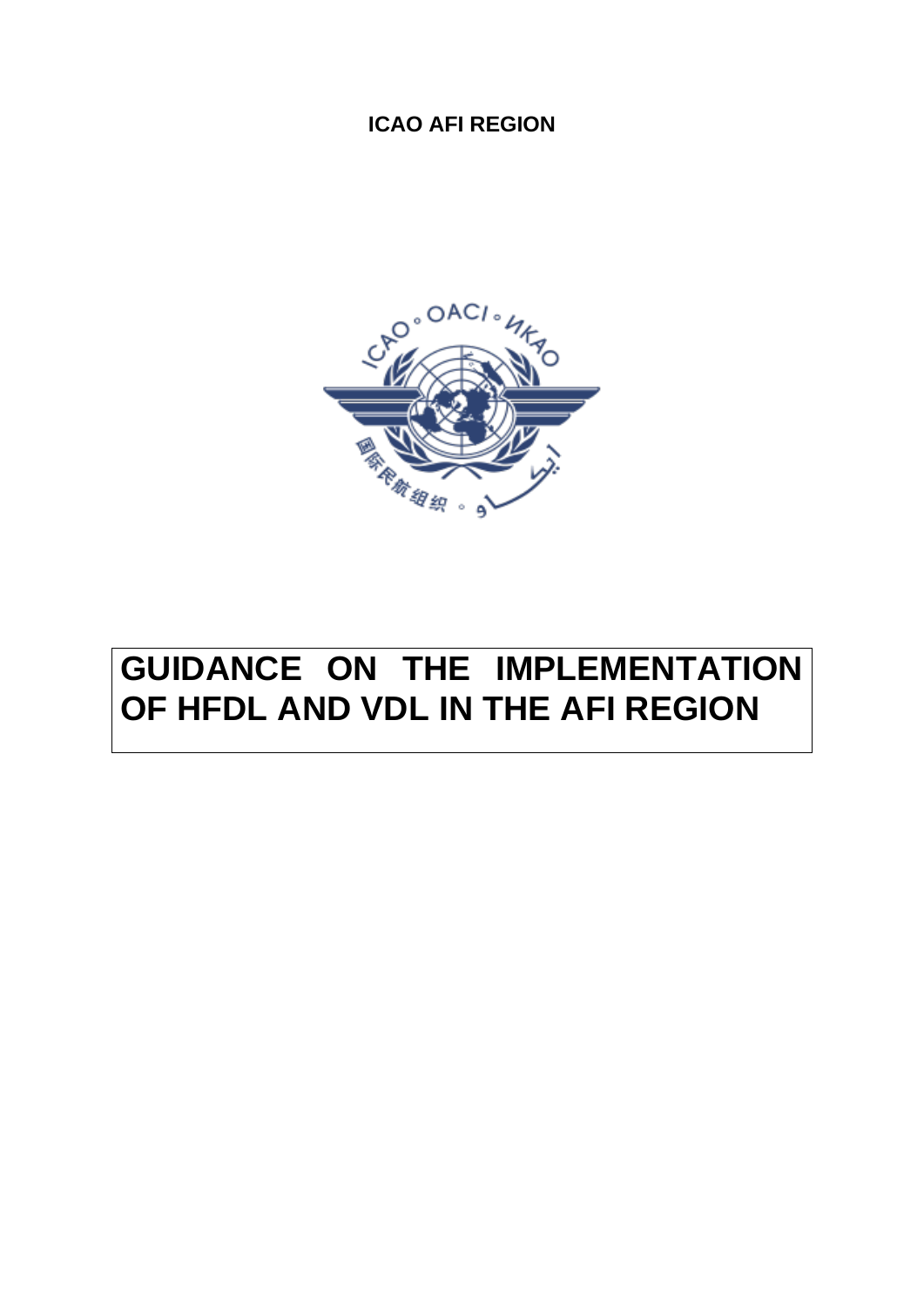**ICAO AFI REGION**

# GUIDANCE ON THE IMPLEMENTATION OF HFDL AND VDL IN THE AFI REGION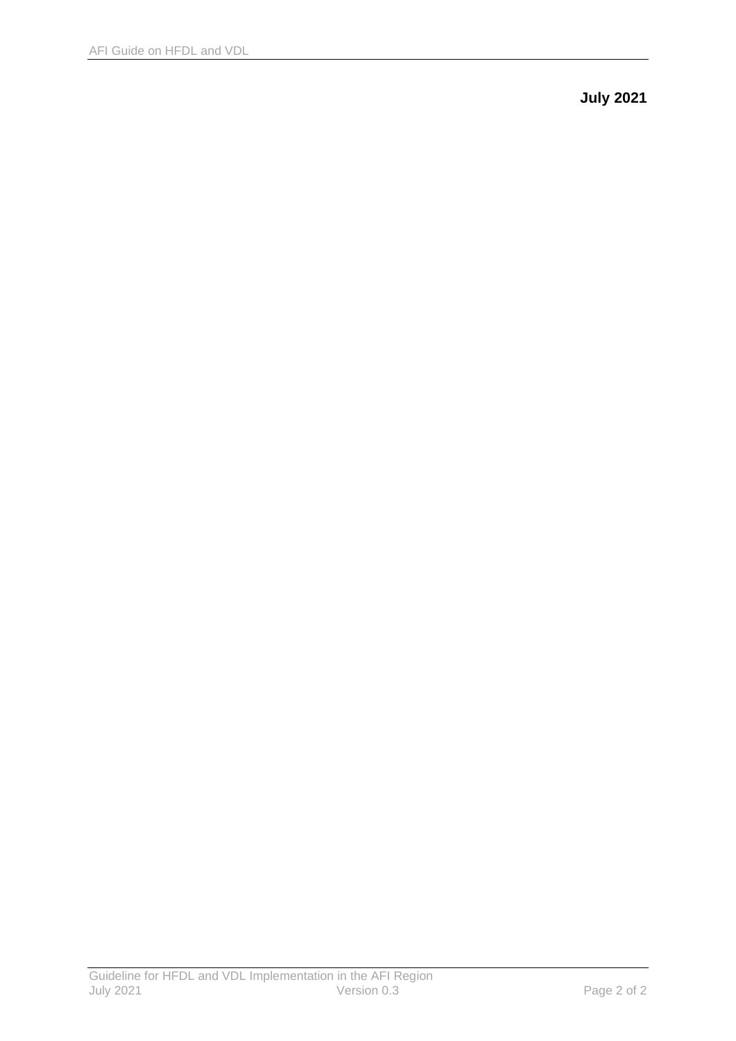**July 2021**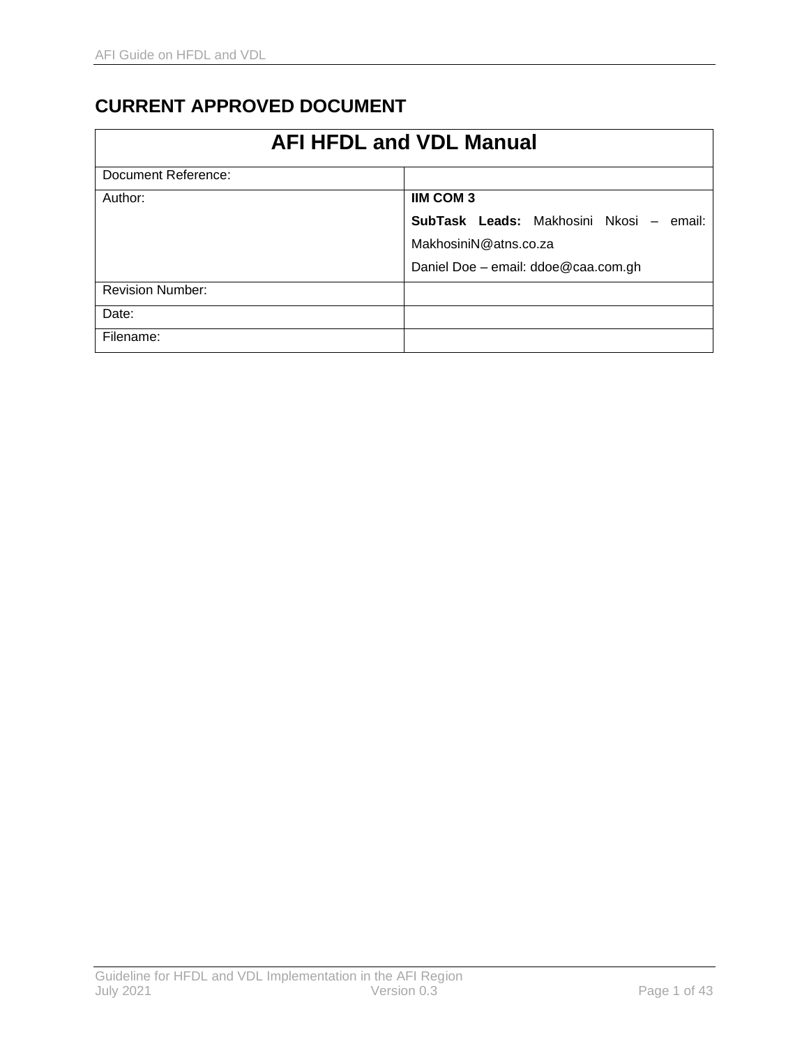## CURRENT APPROVED DOCUMENT

| AFI HFDL and VDL Manual | |
|---|---|
| Document Reference: | |
| Author: | **IIM COM 3**<br>**SubTask Leads:** Makhosini Nkosi – email: MakhosiniN@atns.co.za<br>Daniel Doe – email: ddoe@caa.com.gh |
| Revision Number: | |
| Date: | |
| Filename: | |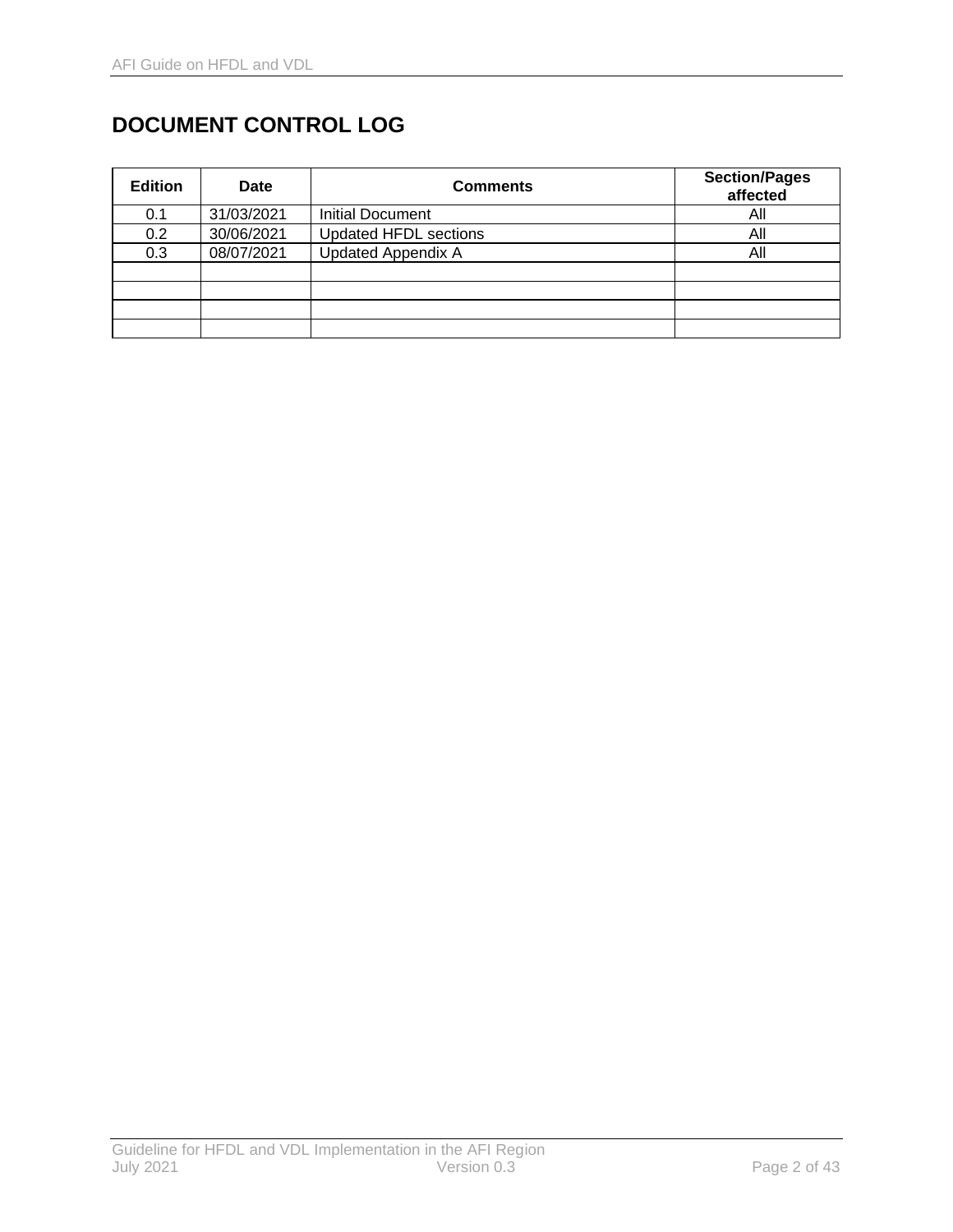# DOCUMENT CONTROL LOG

| Edition | Date | Comments | Section/Pages affected |
|---|---|---|---|
| 0.1 | 31/03/2021 | Initial Document | All |
| 0.2 | 30/06/2021 | Updated HFDL sections | All |
| 0.3 | 08/07/2021 | Updated Appendix A | All |
| | | | |
| | | | |
| | | | |
| | | | |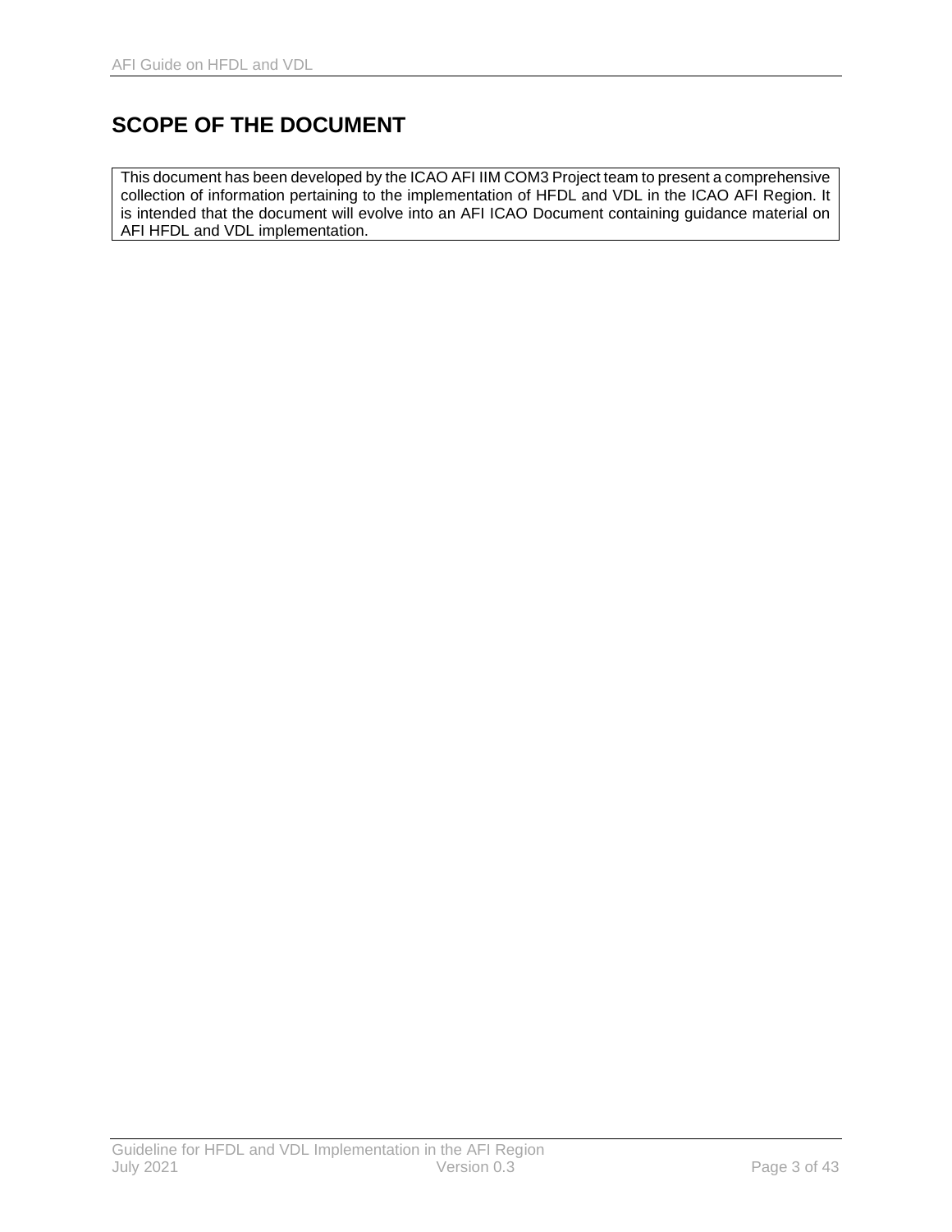# SCOPE OF THE DOCUMENT

This document has been developed by the ICAO AFI IIM COM3 Project team to present a comprehensive collection of information pertaining to the implementation of HFDL and VDL in the ICAO AFI Region. It is intended that the document will evolve into an AFI ICAO Document containing guidance material on AFI HFDL and VDL implementation.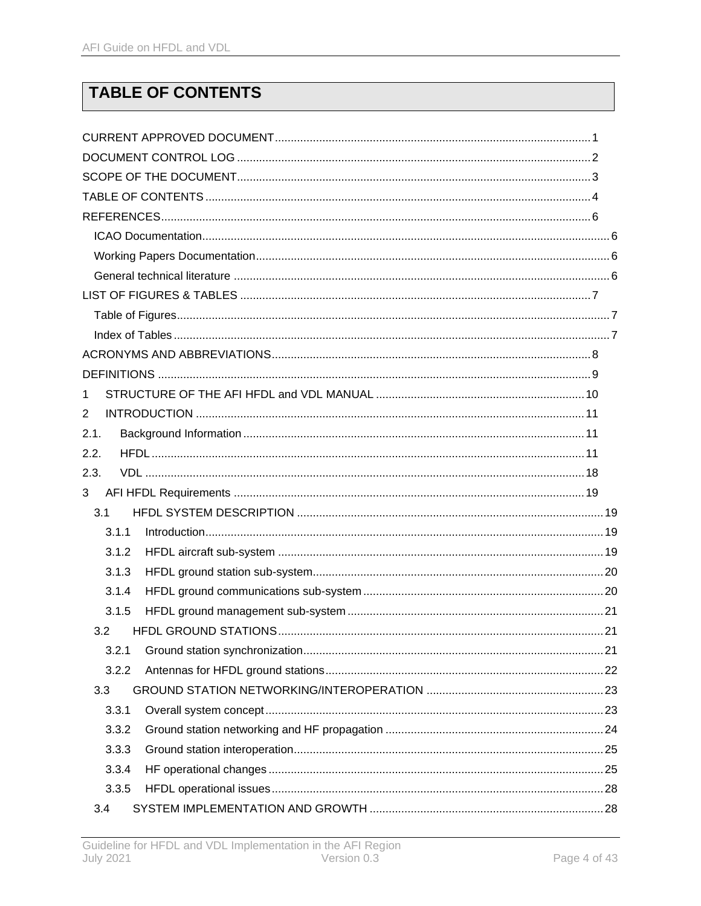# TABLE OF CONTENTS

CURRENT APPROVED DOCUMENT ... 1

DOCUMENT CONTROL LOG ... 2

SCOPE OF THE DOCUMENT ... 3

TABLE OF CONTENTS ... 4

REFERENCES ... 6

- ICAO Documentation ... 6
- Working Papers Documentation ... 6
- General technical literature ... 6

LIST OF FIGURES & TABLES ... 7

- Table of Figures ... 7
- Index of Tables ... 7

ACRONYMS AND ABBREVIATIONS ... 8

DEFINITIONS ... 9

1 STRUCTURE OF THE AFI HFDL and VDL MANUAL ... 10

2 INTRODUCTION ... 11

2.1. Background Information ... 11

2.2. HFDL ... 11

2.3. VDL ... 18

3 AFI HFDL Requirements ... 19

- 3.1 HFDL SYSTEM DESCRIPTION ... 19
  - 3.1.1 Introduction ... 19
  - 3.1.2 HFDL aircraft sub-system ... 19
  - 3.1.3 HFDL ground station sub-system ... 20
  - 3.1.4 HFDL ground communications sub-system ... 20
  - 3.1.5 HFDL ground management sub-system ... 21
- 3.2 HFDL GROUND STATIONS ... 21
  - 3.2.1 Ground station synchronization ... 21
  - 3.2.2 Antennas for HFDL ground stations ... 22
- 3.3 GROUND STATION NETWORKING/INTEROPERATION ... 23
  - 3.3.1 Overall system concept ... 23
  - 3.3.2 Ground station networking and HF propagation ... 24
  - 3.3.3 Ground station interoperation ... 25
  - 3.3.4 HF operational changes ... 25
  - 3.3.5 HFDL operational issues ... 28
- 3.4 SYSTEM IMPLEMENTATION AND GROWTH ... 28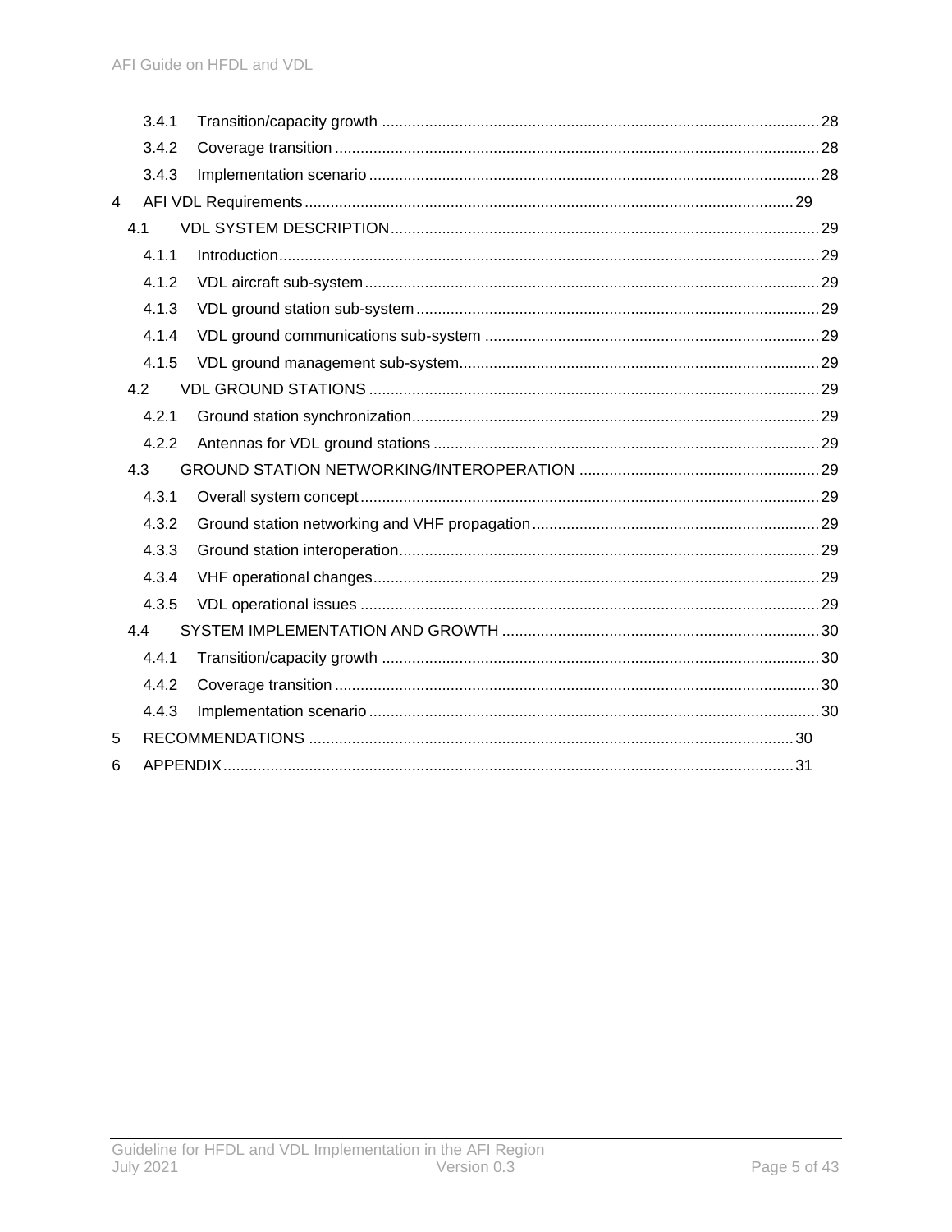3.4.1 Transition/capacity growth ..... 28

3.4.2 Coverage transition ..... 28

3.4.3 Implementation scenario ..... 28

4 AFI VDL Requirements ..... 29

4.1 VDL SYSTEM DESCRIPTION ..... 29

4.1.1 Introduction ..... 29

4.1.2 VDL aircraft sub-system ..... 29

4.1.3 VDL ground station sub-system ..... 29

4.1.4 VDL ground communications sub-system ..... 29

4.1.5 VDL ground management sub-system ..... 29

4.2 VDL GROUND STATIONS ..... 29

4.2.1 Ground station synchronization ..... 29

4.2.2 Antennas for VDL ground stations ..... 29

4.3 GROUND STATION NETWORKING/INTEROPERATION ..... 29

4.3.1 Overall system concept ..... 29

4.3.2 Ground station networking and VHF propagation ..... 29

4.3.3 Ground station interoperation ..... 29

4.3.4 VHF operational changes ..... 29

4.3.5 VDL operational issues ..... 29

4.4 SYSTEM IMPLEMENTATION AND GROWTH ..... 30

4.4.1 Transition/capacity growth ..... 30

4.4.2 Coverage transition ..... 30

4.4.3 Implementation scenario ..... 30

5 RECOMMENDATIONS ..... 30

6 APPENDIX ..... 31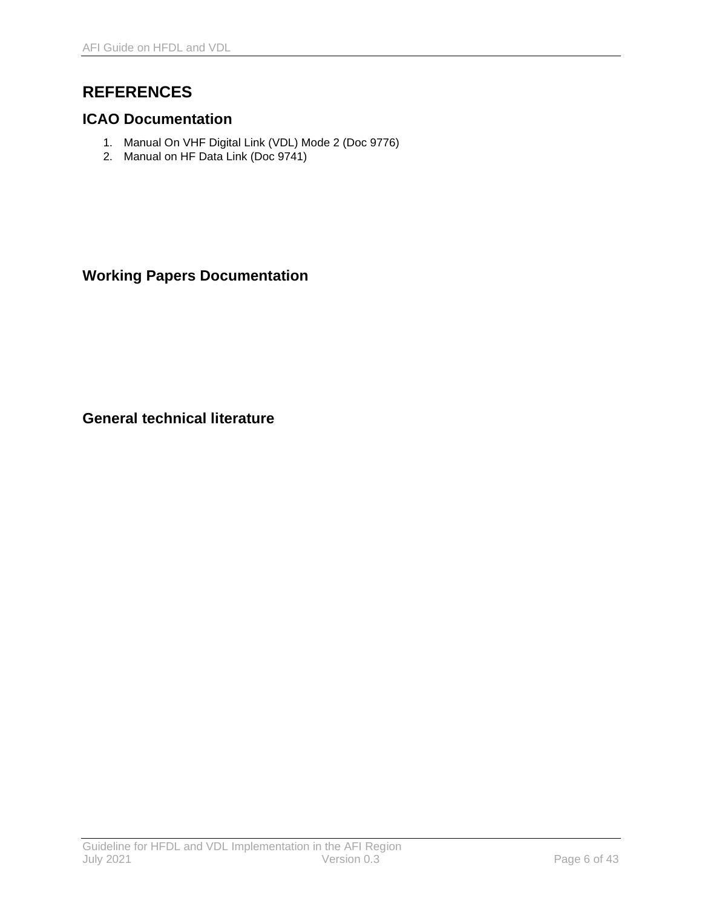# REFERENCES

## ICAO Documentation

1. Manual On VHF Digital Link (VDL) Mode 2 (Doc 9776)
2. Manual on HF Data Link (Doc 9741)

## Working Papers Documentation

## General technical literature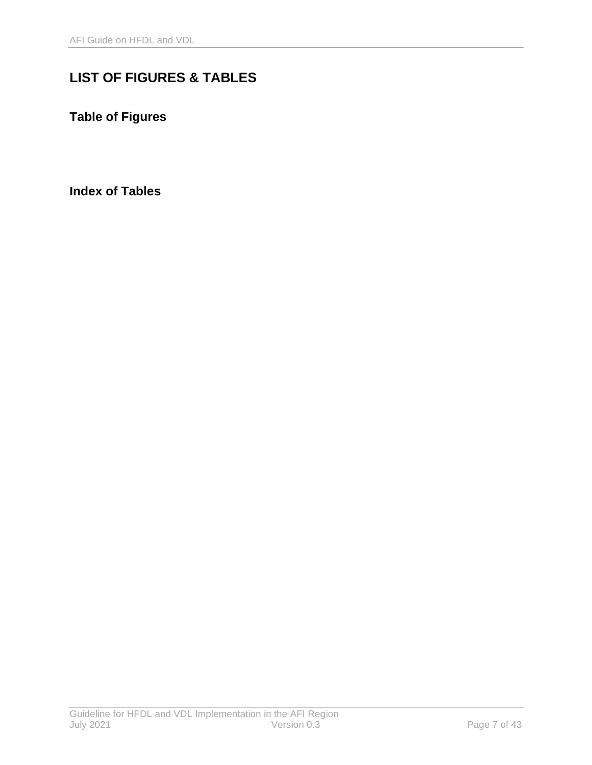# LIST OF FIGURES & TABLES

## Table of Figures

## Index of Tables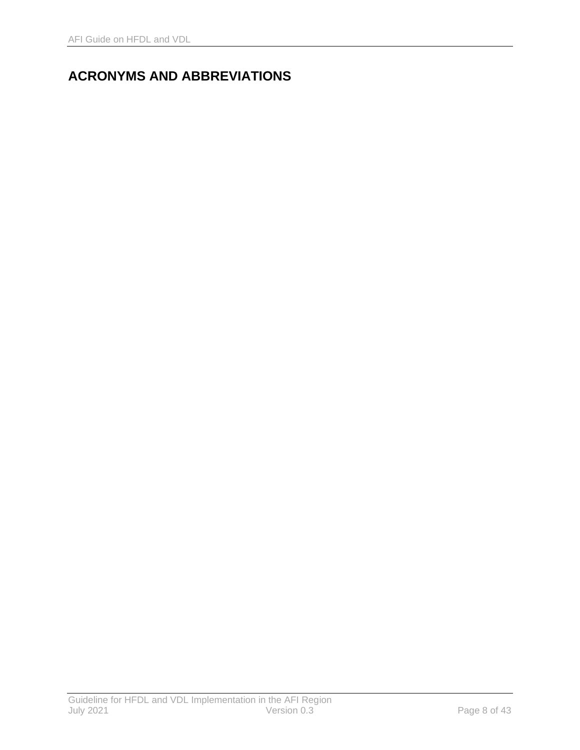## ACRONYMS AND ABBREVIATIONS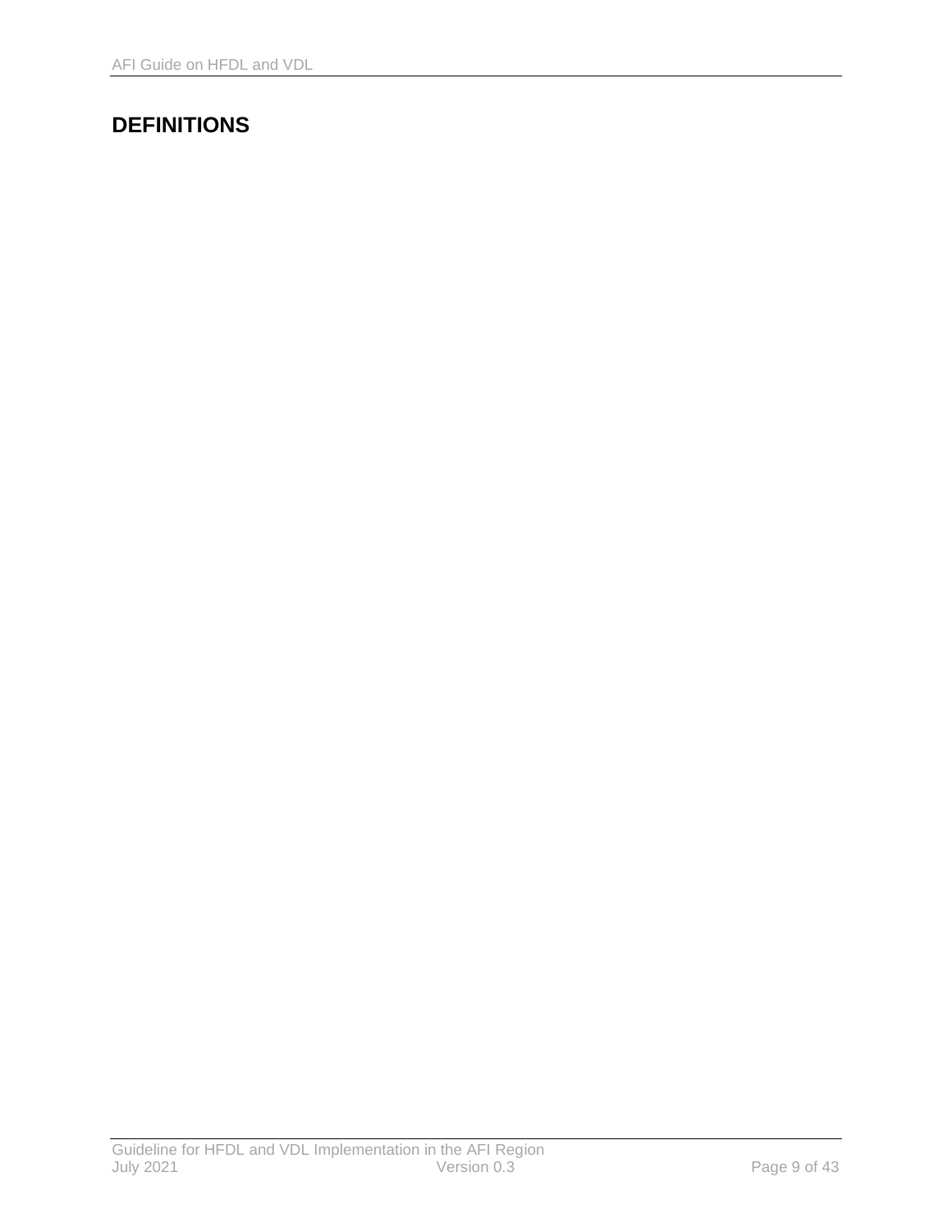# DEFINITIONS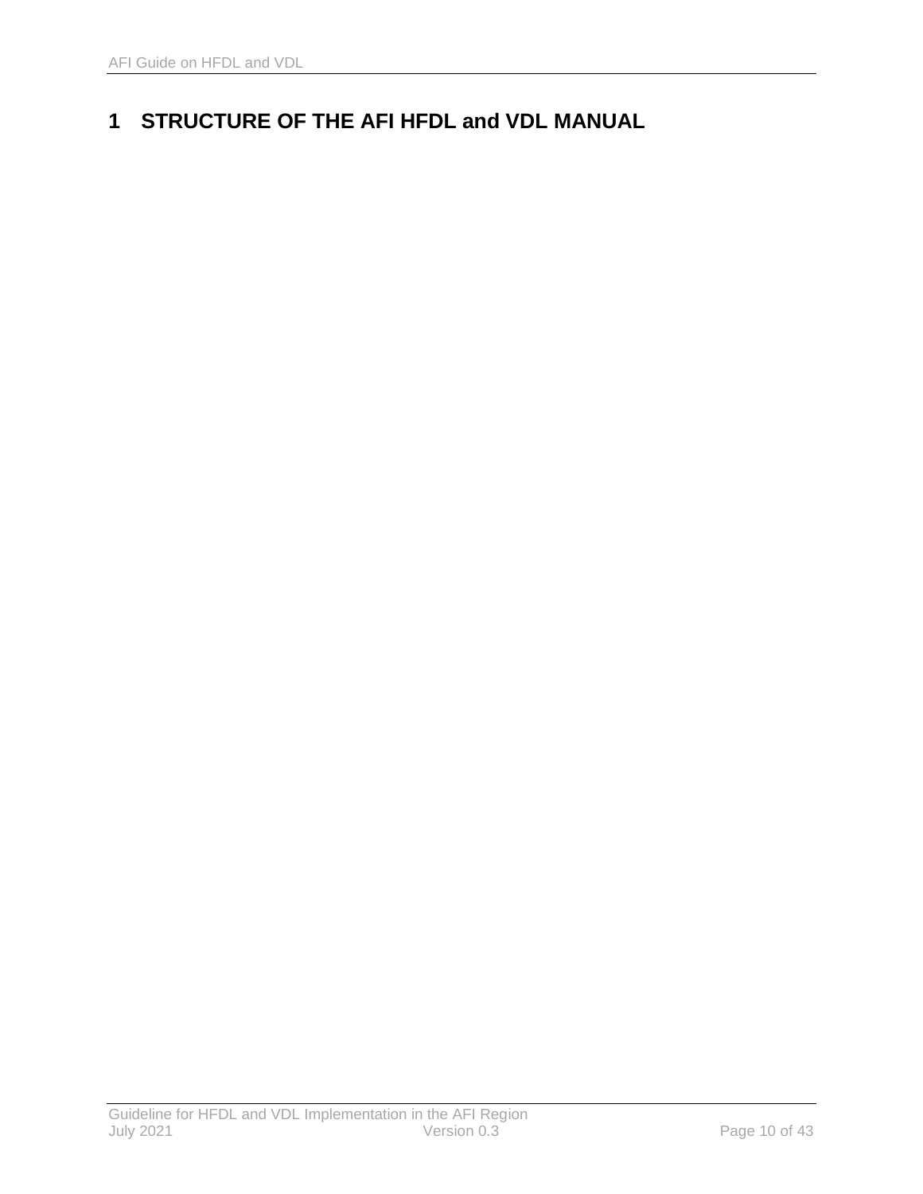# 1 STRUCTURE OF THE AFI HFDL and VDL MANUAL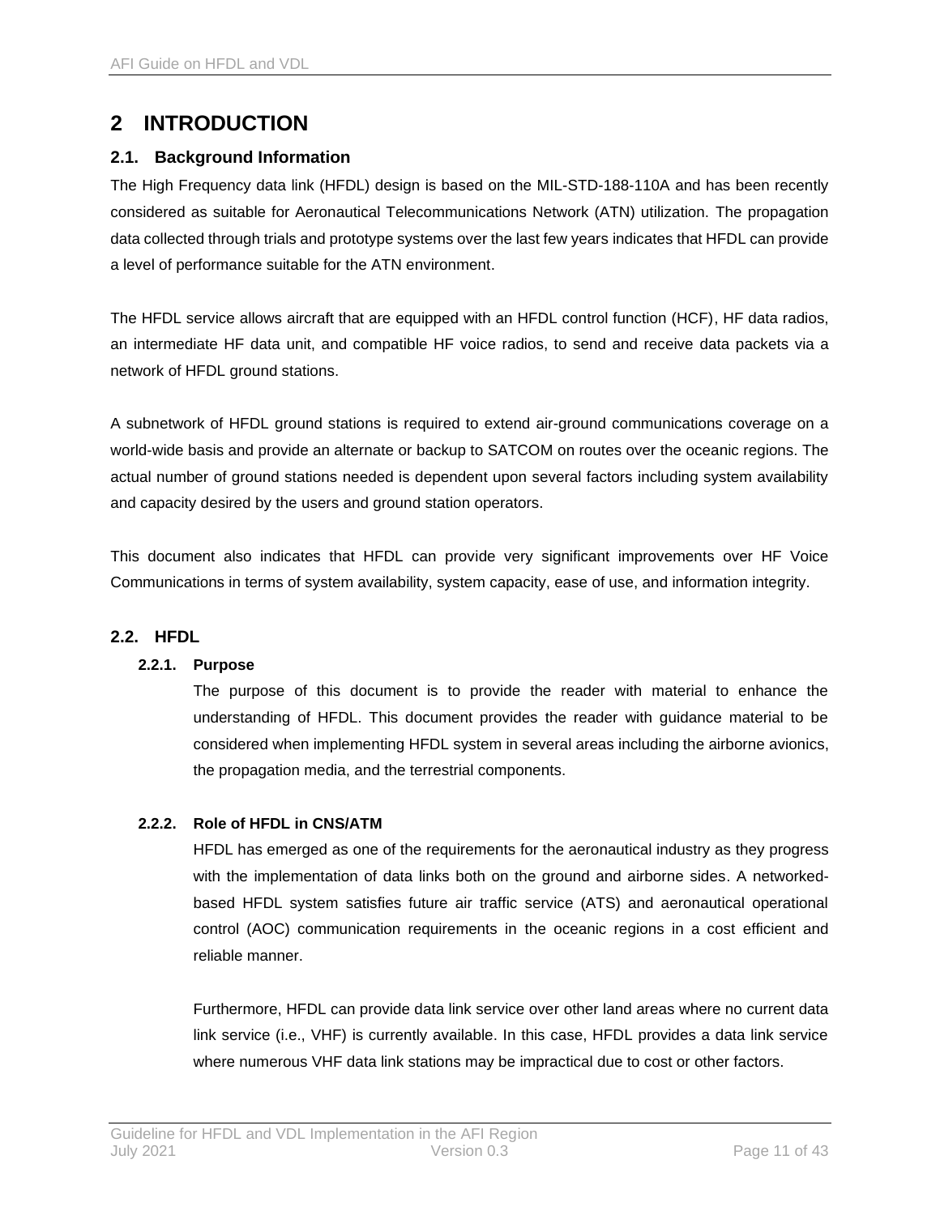# 2 INTRODUCTION

## 2.1. Background Information

The High Frequency data link (HFDL) design is based on the MIL-STD-188-110A and has been recently considered as suitable for Aeronautical Telecommunications Network (ATN) utilization. The propagation data collected through trials and prototype systems over the last few years indicates that HFDL can provide a level of performance suitable for the ATN environment.

The HFDL service allows aircraft that are equipped with an HFDL control function (HCF), HF data radios, an intermediate HF data unit, and compatible HF voice radios, to send and receive data packets via a network of HFDL ground stations.

A subnetwork of HFDL ground stations is required to extend air-ground communications coverage on a world-wide basis and provide an alternate or backup to SATCOM on routes over the oceanic regions. The actual number of ground stations needed is dependent upon several factors including system availability and capacity desired by the users and ground station operators.

This document also indicates that HFDL can provide very significant improvements over HF Voice Communications in terms of system availability, system capacity, ease of use, and information integrity.

## 2.2. HFDL

### 2.2.1. Purpose

The purpose of this document is to provide the reader with material to enhance the understanding of HFDL. This document provides the reader with guidance material to be considered when implementing HFDL system in several areas including the airborne avionics, the propagation media, and the terrestrial components.

### 2.2.2. Role of HFDL in CNS/ATM

HFDL has emerged as one of the requirements for the aeronautical industry as they progress with the implementation of data links both on the ground and airborne sides. A networked-based HFDL system satisfies future air traffic service (ATS) and aeronautical operational control (AOC) communication requirements in the oceanic regions in a cost efficient and reliable manner.

Furthermore, HFDL can provide data link service over other land areas where no current data link service (i.e., VHF) is currently available. In this case, HFDL provides a data link service where numerous VHF data link stations may be impractical due to cost or other factors.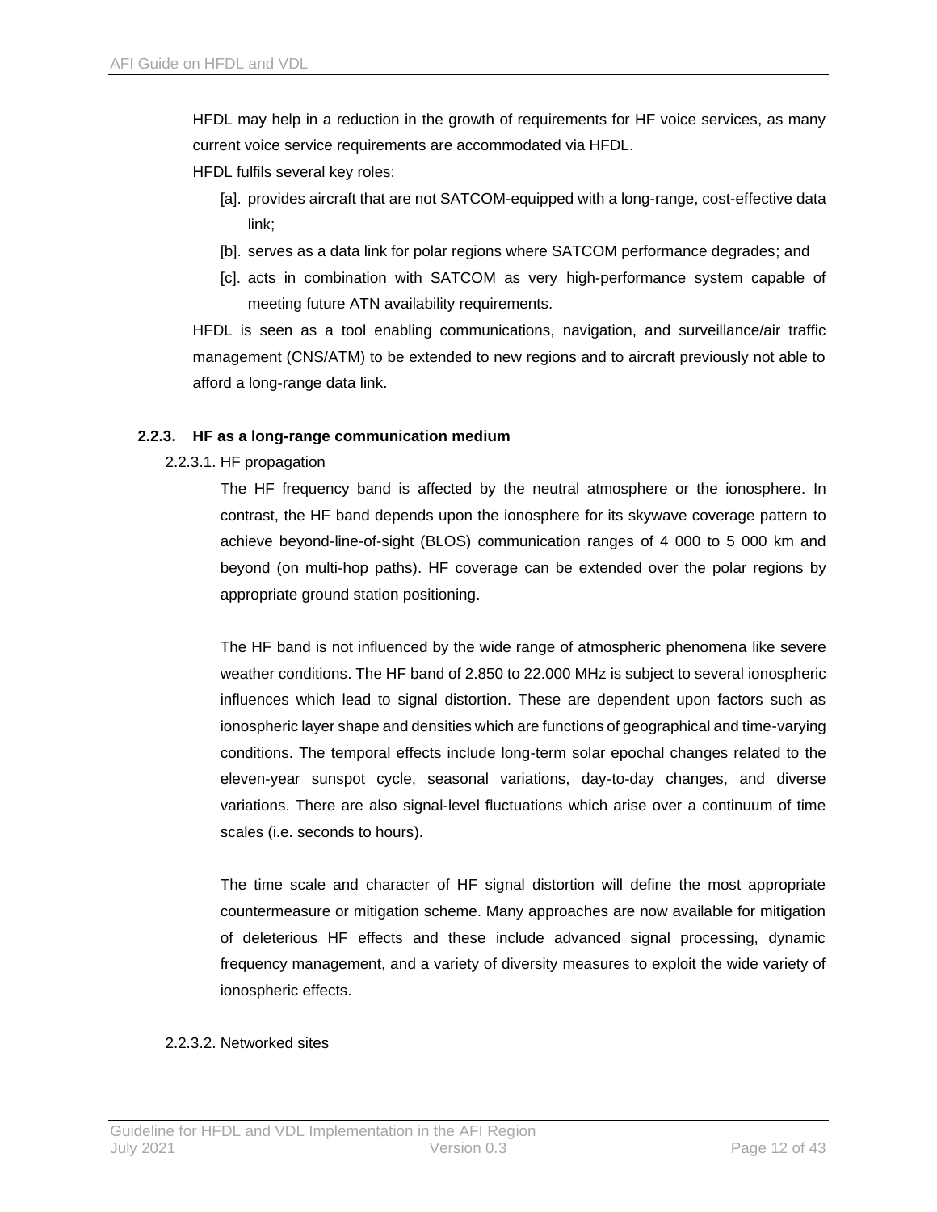HFDL may help in a reduction in the growth of requirements for HF voice services, as many current voice service requirements are accommodated via HFDL.

HFDL fulfils several key roles:

[a]. provides aircraft that are not SATCOM-equipped with a long-range, cost-effective data link;

[b]. serves as a data link for polar regions where SATCOM performance degrades; and

[c]. acts in combination with SATCOM as very high-performance system capable of meeting future ATN availability requirements.

HFDL is seen as a tool enabling communications, navigation, and surveillance/air traffic management (CNS/ATM) to be extended to new regions and to aircraft previously not able to afford a long-range data link.

### 2.2.3. HF as a long-range communication medium

2.2.3.1. HF propagation

The HF frequency band is affected by the neutral atmosphere or the ionosphere. In contrast, the HF band depends upon the ionosphere for its skywave coverage pattern to achieve beyond-line-of-sight (BLOS) communication ranges of 4 000 to 5 000 km and beyond (on multi-hop paths). HF coverage can be extended over the polar regions by appropriate ground station positioning.

The HF band is not influenced by the wide range of atmospheric phenomena like severe weather conditions. The HF band of 2.850 to 22.000 MHz is subject to several ionospheric influences which lead to signal distortion. These are dependent upon factors such as ionospheric layer shape and densities which are functions of geographical and time-varying conditions. The temporal effects include long-term solar epochal changes related to the eleven-year sunspot cycle, seasonal variations, day-to-day changes, and diverse variations. There are also signal-level fluctuations which arise over a continuum of time scales (i.e. seconds to hours).

The time scale and character of HF signal distortion will define the most appropriate countermeasure or mitigation scheme. Many approaches are now available for mitigation of deleterious HF effects and these include advanced signal processing, dynamic frequency management, and a variety of diversity measures to exploit the wide variety of ionospheric effects.

2.2.3.2. Networked sites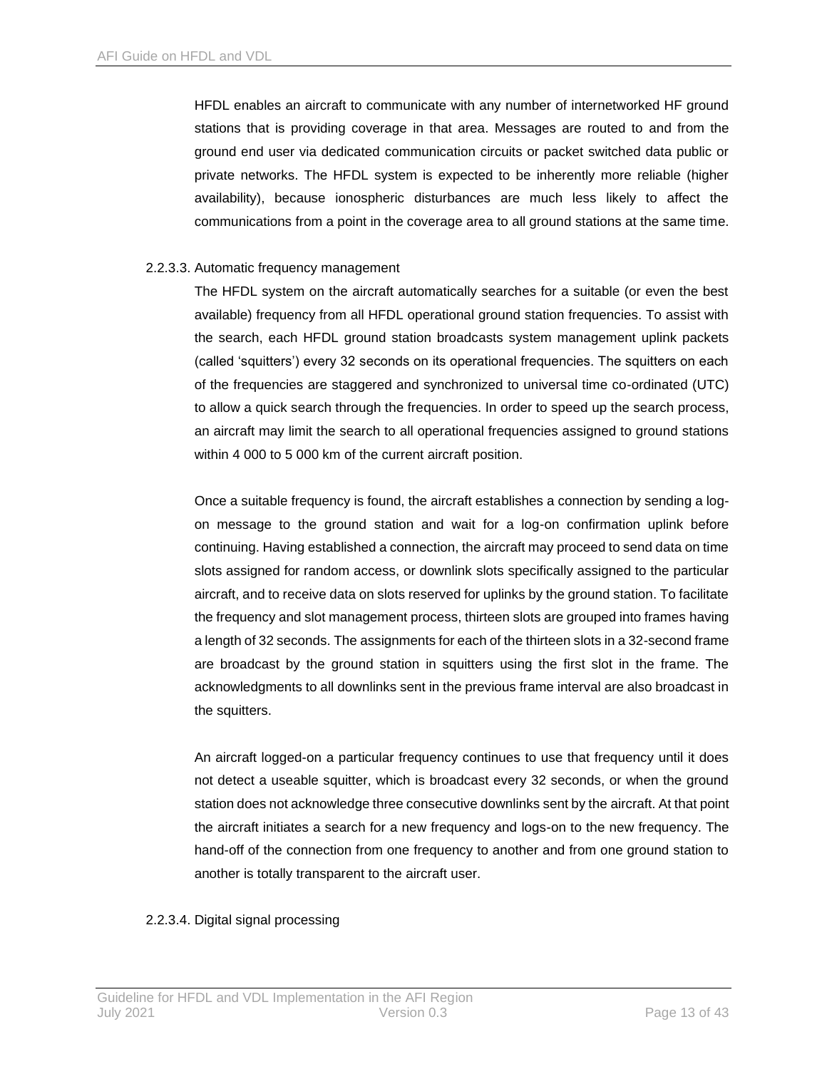HFDL enables an aircraft to communicate with any number of internetworked HF ground stations that is providing coverage in that area. Messages are routed to and from the ground end user via dedicated communication circuits or packet switched data public or private networks. The HFDL system is expected to be inherently more reliable (higher availability), because ionospheric disturbances are much less likely to affect the communications from a point in the coverage area to all ground stations at the same time.

#### 2.2.3.3. Automatic frequency management

The HFDL system on the aircraft automatically searches for a suitable (or even the best available) frequency from all HFDL operational ground station frequencies. To assist with the search, each HFDL ground station broadcasts system management uplink packets (called 'squitters') every 32 seconds on its operational frequencies. The squitters on each of the frequencies are staggered and synchronized to universal time co-ordinated (UTC) to allow a quick search through the frequencies. In order to speed up the search process, an aircraft may limit the search to all operational frequencies assigned to ground stations within 4 000 to 5 000 km of the current aircraft position.

Once a suitable frequency is found, the aircraft establishes a connection by sending a log-on message to the ground station and wait for a log-on confirmation uplink before continuing. Having established a connection, the aircraft may proceed to send data on time slots assigned for random access, or downlink slots specifically assigned to the particular aircraft, and to receive data on slots reserved for uplinks by the ground station. To facilitate the frequency and slot management process, thirteen slots are grouped into frames having a length of 32 seconds. The assignments for each of the thirteen slots in a 32-second frame are broadcast by the ground station in squitters using the first slot in the frame. The acknowledgments to all downlinks sent in the previous frame interval are also broadcast in the squitters.

An aircraft logged-on a particular frequency continues to use that frequency until it does not detect a useable squitter, which is broadcast every 32 seconds, or when the ground station does not acknowledge three consecutive downlinks sent by the aircraft. At that point the aircraft initiates a search for a new frequency and logs-on to the new frequency. The hand-off of the connection from one frequency to another and from one ground station to another is totally transparent to the aircraft user.

#### 2.2.3.4. Digital signal processing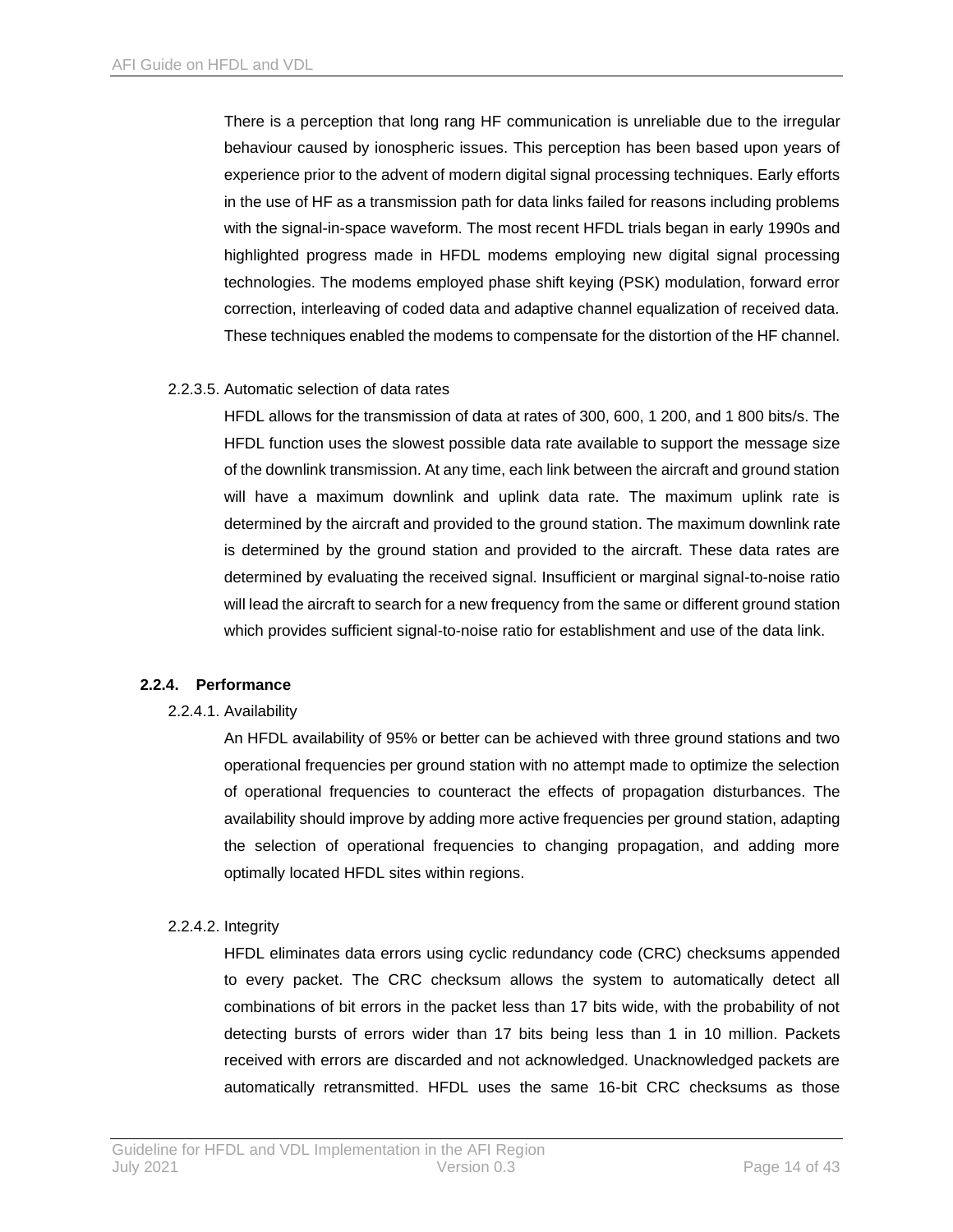There is a perception that long rang HF communication is unreliable due to the irregular behaviour caused by ionospheric issues. This perception has been based upon years of experience prior to the advent of modern digital signal processing techniques. Early efforts in the use of HF as a transmission path for data links failed for reasons including problems with the signal-in-space waveform. The most recent HFDL trials began in early 1990s and highlighted progress made in HFDL modems employing new digital signal processing technologies. The modems employed phase shift keying (PSK) modulation, forward error correction, interleaving of coded data and adaptive channel equalization of received data. These techniques enabled the modems to compensate for the distortion of the HF channel.

2.2.3.5. Automatic selection of data rates

HFDL allows for the transmission of data at rates of 300, 600, 1 200, and 1 800 bits/s. The HFDL function uses the slowest possible data rate available to support the message size of the downlink transmission. At any time, each link between the aircraft and ground station will have a maximum downlink and uplink data rate. The maximum uplink rate is determined by the aircraft and provided to the ground station. The maximum downlink rate is determined by the ground station and provided to the aircraft. These data rates are determined by evaluating the received signal. Insufficient or marginal signal-to-noise ratio will lead the aircraft to search for a new frequency from the same or different ground station which provides sufficient signal-to-noise ratio for establishment and use of the data link.

### 2.2.4. Performance

2.2.4.1. Availability

An HFDL availability of 95% or better can be achieved with three ground stations and two operational frequencies per ground station with no attempt made to optimize the selection of operational frequencies to counteract the effects of propagation disturbances. The availability should improve by adding more active frequencies per ground station, adapting the selection of operational frequencies to changing propagation, and adding more optimally located HFDL sites within regions.

2.2.4.2. Integrity

HFDL eliminates data errors using cyclic redundancy code (CRC) checksums appended to every packet. The CRC checksum allows the system to automatically detect all combinations of bit errors in the packet less than 17 bits wide, with the probability of not detecting bursts of errors wider than 17 bits being less than 1 in 10 million. Packets received with errors are discarded and not acknowledged. Unacknowledged packets are automatically retransmitted. HFDL uses the same 16-bit CRC checksums as those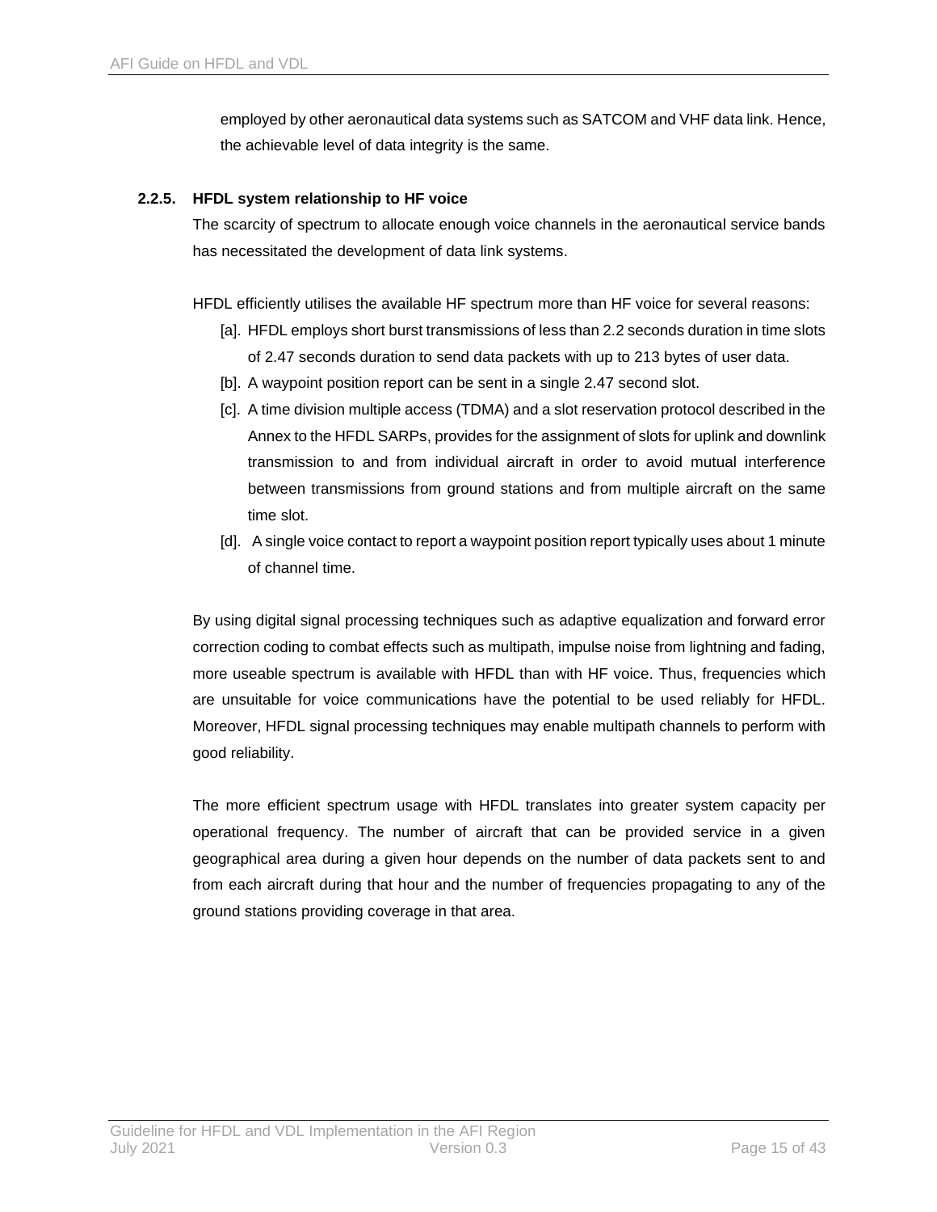employed by other aeronautical data systems such as SATCOM and VHF data link. Hence, the achievable level of data integrity is the same.

### 2.2.5. HFDL system relationship to HF voice

The scarcity of spectrum to allocate enough voice channels in the aeronautical service bands has necessitated the development of data link systems.

HFDL efficiently utilises the available HF spectrum more than HF voice for several reasons:

[a]. HFDL employs short burst transmissions of less than 2.2 seconds duration in time slots of 2.47 seconds duration to send data packets with up to 213 bytes of user data.

[b]. A waypoint position report can be sent in a single 2.47 second slot.

[c]. A time division multiple access (TDMA) and a slot reservation protocol described in the Annex to the HFDL SARPs, provides for the assignment of slots for uplink and downlink transmission to and from individual aircraft in order to avoid mutual interference between transmissions from ground stations and from multiple aircraft on the same time slot.

[d]. A single voice contact to report a waypoint position report typically uses about 1 minute of channel time.

By using digital signal processing techniques such as adaptive equalization and forward error correction coding to combat effects such as multipath, impulse noise from lightning and fading, more useable spectrum is available with HFDL than with HF voice. Thus, frequencies which are unsuitable for voice communications have the potential to be used reliably for HFDL. Moreover, HFDL signal processing techniques may enable multipath channels to perform with good reliability.

The more efficient spectrum usage with HFDL translates into greater system capacity per operational frequency. The number of aircraft that can be provided service in a given geographical area during a given hour depends on the number of data packets sent to and from each aircraft during that hour and the number of frequencies propagating to any of the ground stations providing coverage in that area.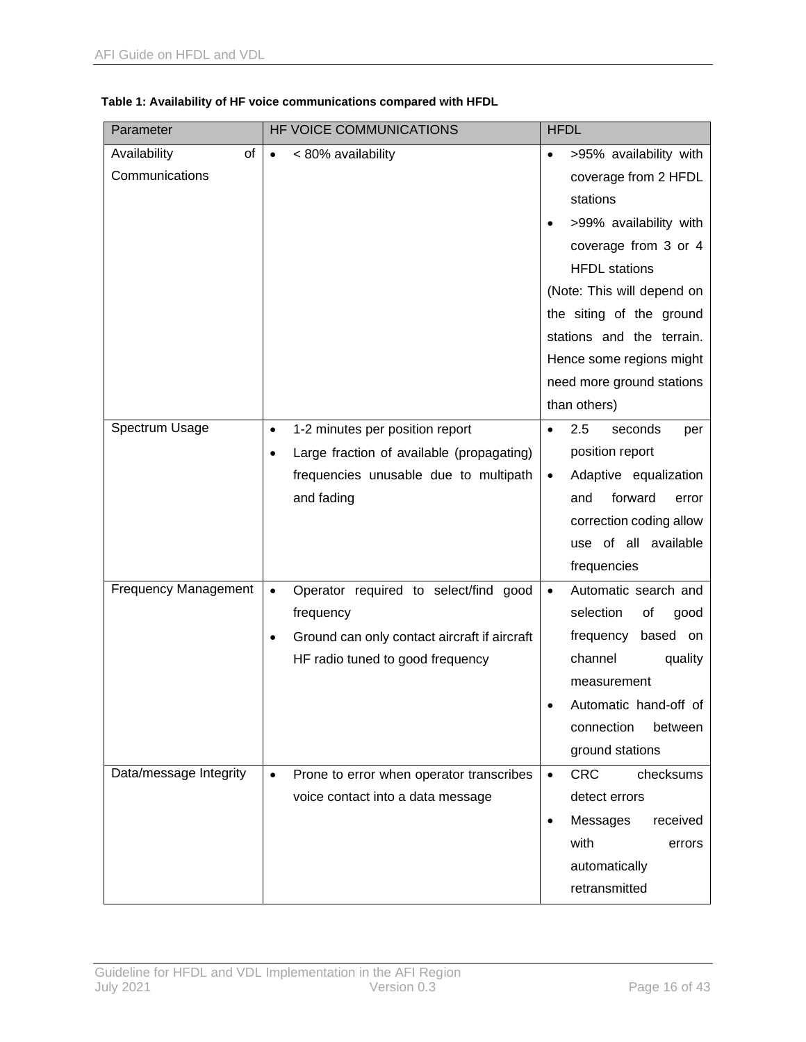**Table 1: Availability of HF voice communications compared with HFDL**

| Parameter | HF VOICE COMMUNICATIONS | HFDL |
|---|---|---|
| Availability of Communications | • < 80% availability | • >95% availability with coverage from 2 HFDL stations<br>• >99% availability with coverage from 3 or 4 HFDL stations<br>(Note: This will depend on the siting of the ground stations and the terrain. Hence some regions might need more ground stations than others) |
| Spectrum Usage | • 1-2 minutes per position report<br>• Large fraction of available (propagating) frequencies unusable due to multipath and fading | • 2.5 seconds per position report<br>• Adaptive equalization and forward error correction coding allow use of all available frequencies |
| Frequency Management | • Operator required to select/find good frequency<br>• Ground can only contact aircraft if aircraft HF radio tuned to good frequency | • Automatic search and selection of good frequency based on channel quality measurement<br>• Automatic hand-off of connection between ground stations |
| Data/message Integrity | • Prone to error when operator transcribes voice contact into a data message | • CRC checksums detect errors<br>• Messages received with errors automatically retransmitted |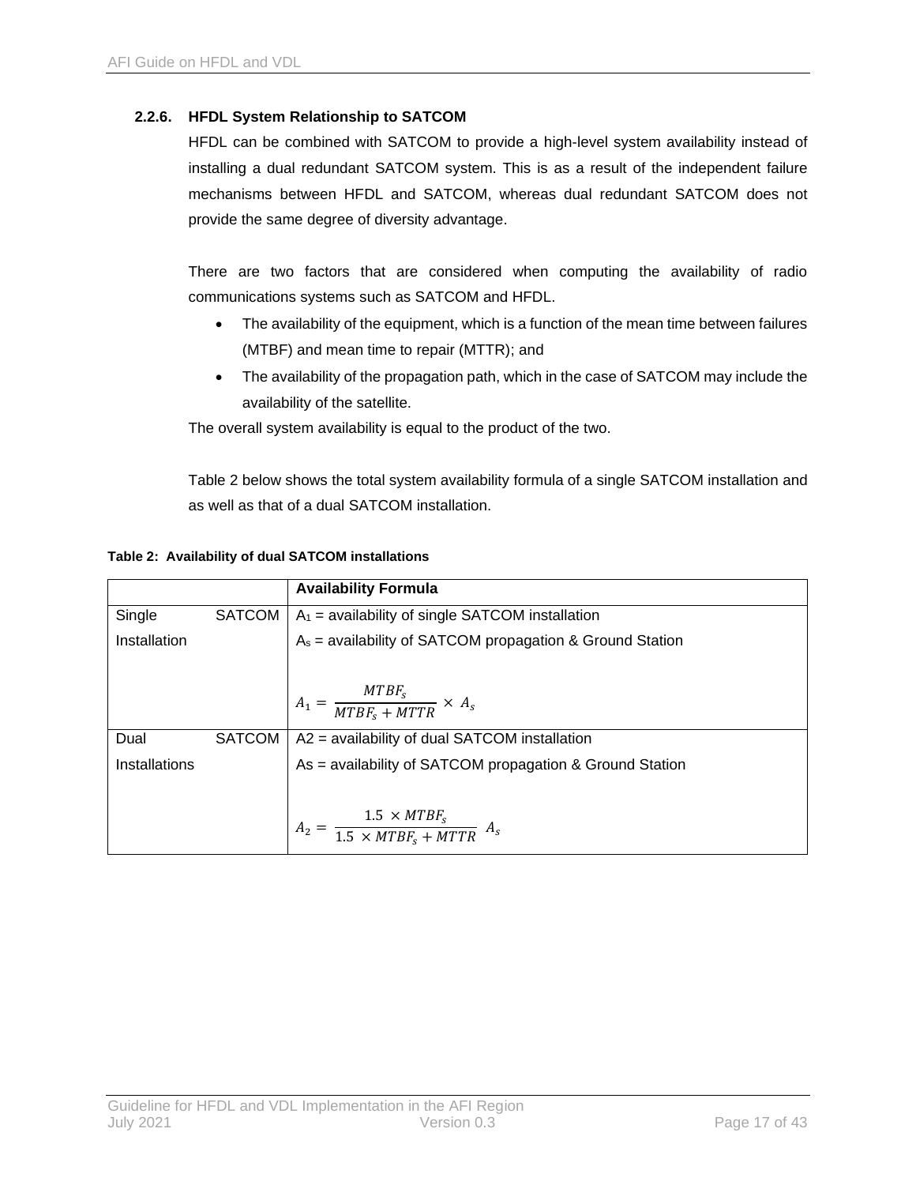### 2.2.6. HFDL System Relationship to SATCOM

HFDL can be combined with SATCOM to provide a high-level system availability instead of installing a dual redundant SATCOM system. This is as a result of the independent failure mechanisms between HFDL and SATCOM, whereas dual redundant SATCOM does not provide the same degree of diversity advantage.

There are two factors that are considered when computing the availability of radio communications systems such as SATCOM and HFDL.

- The availability of the equipment, which is a function of the mean time between failures (MTBF) and mean time to repair (MTTR); and
- The availability of the propagation path, which in the case of SATCOM may include the availability of the satellite.

The overall system availability is equal to the product of the two.

Table 2 below shows the total system availability formula of a single SATCOM installation and as well as that of a dual SATCOM installation.

**Table 2: Availability of dual SATCOM installations**

| | **Availability Formula** |
|---|---|
| Single SATCOM Installation | $A_1$ = availability of single SATCOM installation<br>$A_s$ = availability of SATCOM propagation & Ground Station<br>$A_1 = \frac{MTBF_s}{MTBF_s + MTTR} \times A_s$ |
| Dual SATCOM Installations | A2 = availability of dual SATCOM installation<br>As = availability of SATCOM propagation & Ground Station<br>$A_2 = \frac{1.5 \times MTBF_s}{1.5 \times MTBF_s + MTTR} \; A_s$ |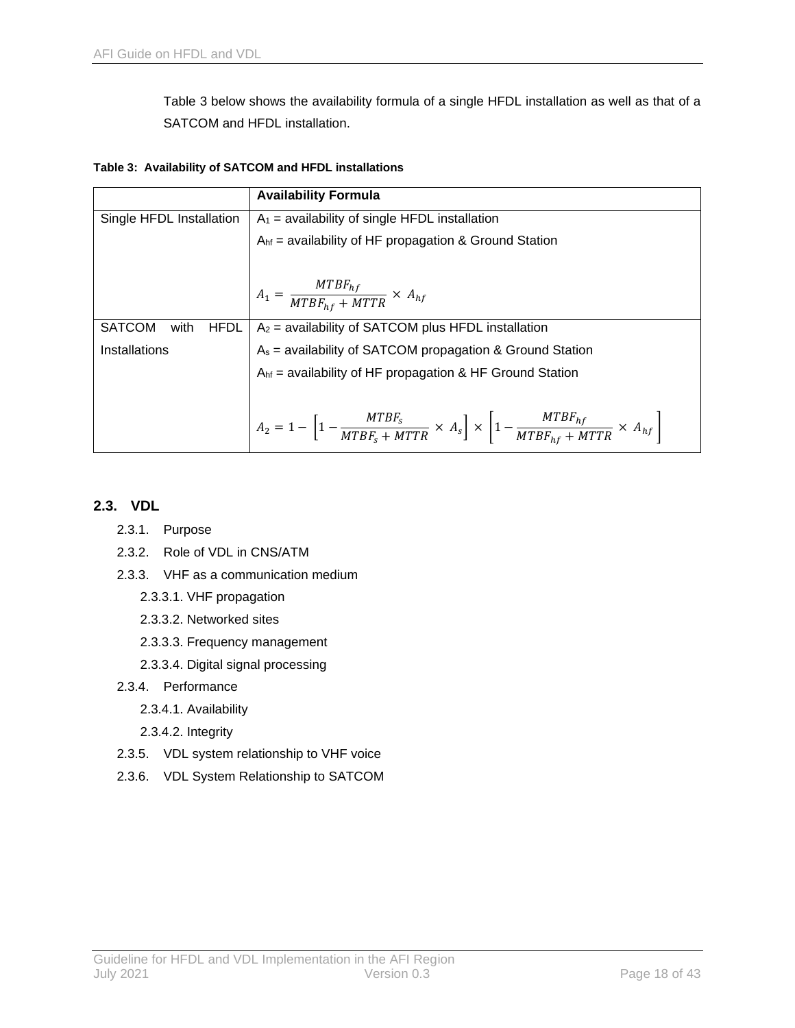Table 3 below shows the availability formula of a single HFDL installation as well as that of a SATCOM and HFDL installation.

**Table 3: Availability of SATCOM and HFDL installations**

| | **Availability Formula** |
|---|---|
| Single HFDL Installation | $A_1$ = availability of single HFDL installation<br>$A_{hf}$ = availability of HF propagation & Ground Station<br>$A_1 = \frac{MTBF_{hf}}{MTBF_{hf} + MTTR} \times A_{hf}$ |
| SATCOM with HFDL Installations | $A_2$ = availability of SATCOM plus HFDL installation<br>$A_s$ = availability of SATCOM propagation & Ground Station<br>$A_{hf}$ = availability of HF propagation & HF Ground Station<br>$A_2 = 1 - \left[1 - \frac{MTBF_s}{MTBF_s + MTTR} \times A_s\right] \times \left[1 - \frac{MTBF_{hf}}{MTBF_{hf} + MTTR} \times A_{hf}\right]$ |

## 2.3. VDL

- 2.3.1. Purpose
- 2.3.2. Role of VDL in CNS/ATM
- 2.3.3. VHF as a communication medium
  - 2.3.3.1. VHF propagation
  - 2.3.3.2. Networked sites
  - 2.3.3.3. Frequency management
  - 2.3.3.4. Digital signal processing
- 2.3.4. Performance
  - 2.3.4.1. Availability
  - 2.3.4.2. Integrity
- 2.3.5. VDL system relationship to VHF voice
- 2.3.6. VDL System Relationship to SATCOM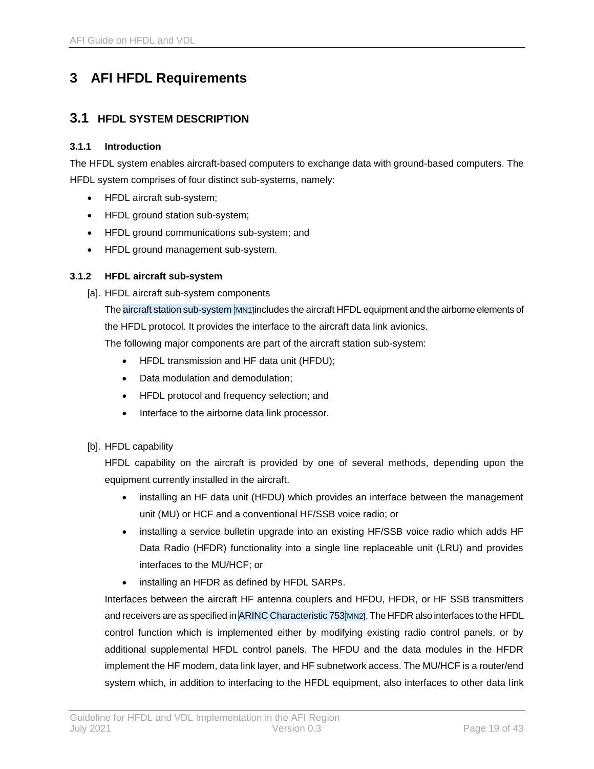# 3 AFI HFDL Requirements

## 3.1 HFDL SYSTEM DESCRIPTION

### 3.1.1 Introduction

The HFDL system enables aircraft-based computers to exchange data with ground-based computers. The HFDL system comprises of four distinct sub-systems, namely:

- HFDL aircraft sub-system;
- HFDL ground station sub-system;
- HFDL ground communications sub-system; and
- HFDL ground management sub-system.

### 3.1.2 HFDL aircraft sub-system

[a]. HFDL aircraft sub-system components

The aircraft station sub-system [MN1]includes the aircraft HFDL equipment and the airborne elements of the HFDL protocol. It provides the interface to the aircraft data link avionics.

The following major components are part of the aircraft station sub-system:

- HFDL transmission and HF data unit (HFDU);
- Data modulation and demodulation;
- HFDL protocol and frequency selection; and
- Interface to the airborne data link processor.

[b]. HFDL capability

HFDL capability on the aircraft is provided by one of several methods, depending upon the equipment currently installed in the aircraft.

- installing an HF data unit (HFDU) which provides an interface between the management unit (MU) or HCF and a conventional HF/SSB voice radio; or
- installing a service bulletin upgrade into an existing HF/SSB voice radio which adds HF Data Radio (HFDR) functionality into a single line replaceable unit (LRU) and provides interfaces to the MU/HCF; or
- installing an HFDR as defined by HFDL SARPs.

Interfaces between the aircraft HF antenna couplers and HFDU, HFDR, or HF SSB transmitters and receivers are as specified in ARINC Characteristic 753[MN2]. The HFDR also interfaces to the HFDL control function which is implemented either by modifying existing radio control panels, or by additional supplemental HFDL control panels. The HFDU and the data modules in the HFDR implement the HF modem, data link layer, and HF subnetwork access. The MU/HCF is a router/end system which, in addition to interfacing to the HFDL equipment, also interfaces to other data link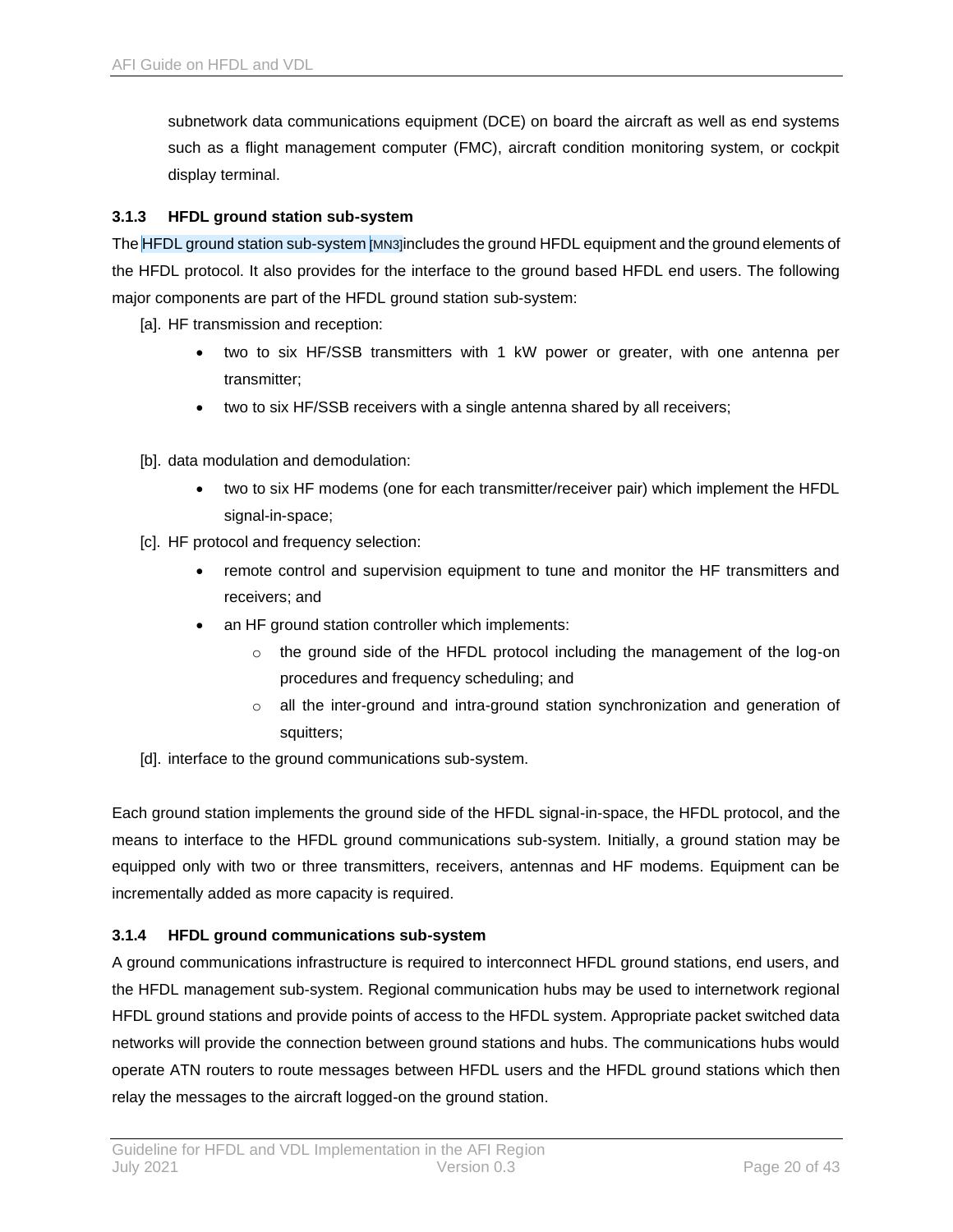subnetwork data communications equipment (DCE) on board the aircraft as well as end systems such as a flight management computer (FMC), aircraft condition monitoring system, or cockpit display terminal.

### 3.1.3 HFDL ground station sub-system

The HFDL ground station sub-system [MN3]includes the ground HFDL equipment and the ground elements of the HFDL protocol. It also provides for the interface to the ground based HFDL end users. The following major components are part of the HFDL ground station sub-system:

[a]. HF transmission and reception:

- two to six HF/SSB transmitters with 1 kW power or greater, with one antenna per transmitter;
- two to six HF/SSB receivers with a single antenna shared by all receivers;

[b]. data modulation and demodulation:

- two to six HF modems (one for each transmitter/receiver pair) which implement the HFDL signal-in-space;

[c]. HF protocol and frequency selection:

- remote control and supervision equipment to tune and monitor the HF transmitters and receivers; and
- an HF ground station controller which implements:
    - the ground side of the HFDL protocol including the management of the log-on procedures and frequency scheduling; and
    - all the inter-ground and intra-ground station synchronization and generation of squitters;

[d]. interface to the ground communications sub-system.

Each ground station implements the ground side of the HFDL signal-in-space, the HFDL protocol, and the means to interface to the HFDL ground communications sub-system. Initially, a ground station may be equipped only with two or three transmitters, receivers, antennas and HF modems. Equipment can be incrementally added as more capacity is required.

### 3.1.4 HFDL ground communications sub-system

A ground communications infrastructure is required to interconnect HFDL ground stations, end users, and the HFDL management sub-system. Regional communication hubs may be used to internetwork regional HFDL ground stations and provide points of access to the HFDL system. Appropriate packet switched data networks will provide the connection between ground stations and hubs. The communications hubs would operate ATN routers to route messages between HFDL users and the HFDL ground stations which then relay the messages to the aircraft logged-on the ground station.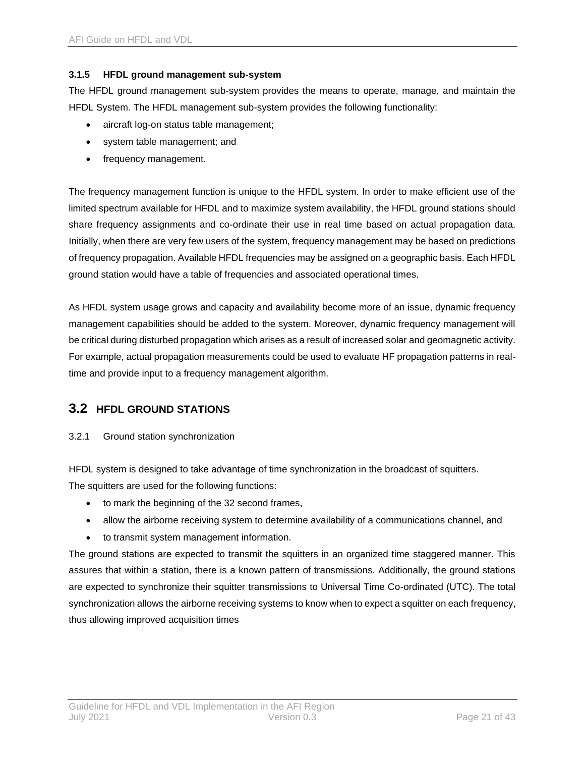### 3.1.5 HFDL ground management sub-system

The HFDL ground management sub-system provides the means to operate, manage, and maintain the HFDL System. The HFDL management sub-system provides the following functionality:

- aircraft log-on status table management;
- system table management; and
- frequency management.

The frequency management function is unique to the HFDL system. In order to make efficient use of the limited spectrum available for HFDL and to maximize system availability, the HFDL ground stations should share frequency assignments and co-ordinate their use in real time based on actual propagation data. Initially, when there are very few users of the system, frequency management may be based on predictions of frequency propagation. Available HFDL frequencies may be assigned on a geographic basis. Each HFDL ground station would have a table of frequencies and associated operational times.

As HFDL system usage grows and capacity and availability become more of an issue, dynamic frequency management capabilities should be added to the system. Moreover, dynamic frequency management will be critical during disturbed propagation which arises as a result of increased solar and geomagnetic activity. For example, actual propagation measurements could be used to evaluate HF propagation patterns in real-time and provide input to a frequency management algorithm.

## 3.2 HFDL GROUND STATIONS

3.2.1 Ground station synchronization

HFDL system is designed to take advantage of time synchronization in the broadcast of squitters. The squitters are used for the following functions:

- to mark the beginning of the 32 second frames,
- allow the airborne receiving system to determine availability of a communications channel, and
- to transmit system management information.

The ground stations are expected to transmit the squitters in an organized time staggered manner. This assures that within a station, there is a known pattern of transmissions. Additionally, the ground stations are expected to synchronize their squitter transmissions to Universal Time Co-ordinated (UTC). The total synchronization allows the airborne receiving systems to know when to expect a squitter on each frequency, thus allowing improved acquisition times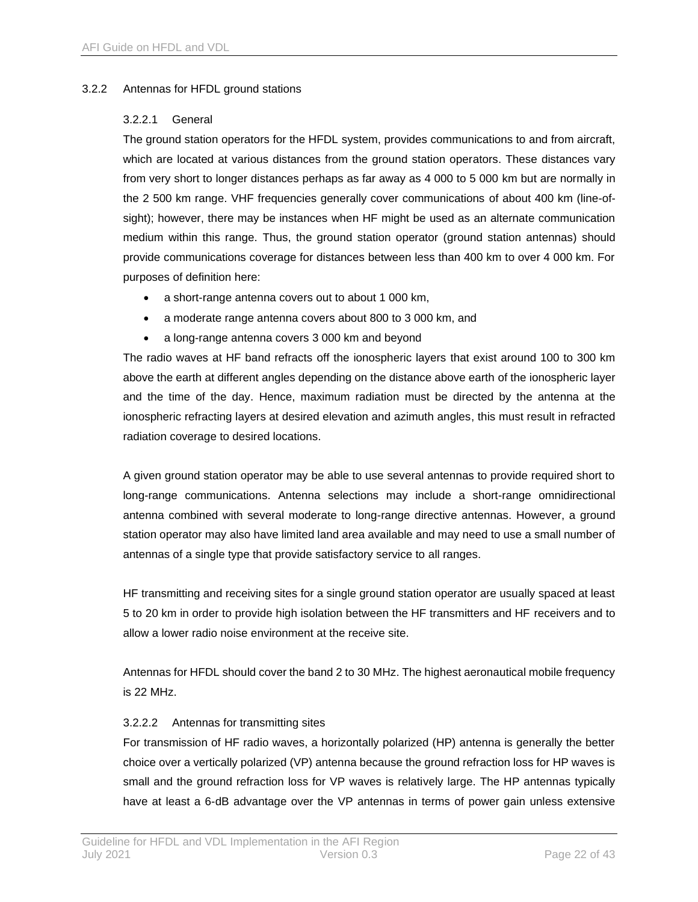### 3.2.2 Antennas for HFDL ground stations

#### 3.2.2.1 General

The ground station operators for the HFDL system, provides communications to and from aircraft, which are located at various distances from the ground station operators. These distances vary from very short to longer distances perhaps as far away as 4 000 to 5 000 km but are normally in the 2 500 km range. VHF frequencies generally cover communications of about 400 km (line-of-sight); however, there may be instances when HF might be used as an alternate communication medium within this range. Thus, the ground station operator (ground station antennas) should provide communications coverage for distances between less than 400 km to over 4 000 km. For purposes of definition here:

- a short-range antenna covers out to about 1 000 km,
- a moderate range antenna covers about 800 to 3 000 km, and
- a long-range antenna covers 3 000 km and beyond

The radio waves at HF band refracts off the ionospheric layers that exist around 100 to 300 km above the earth at different angles depending on the distance above earth of the ionospheric layer and the time of the day. Hence, maximum radiation must be directed by the antenna at the ionospheric refracting layers at desired elevation and azimuth angles, this must result in refracted radiation coverage to desired locations.

A given ground station operator may be able to use several antennas to provide required short to long-range communications. Antenna selections may include a short-range omnidirectional antenna combined with several moderate to long-range directive antennas. However, a ground station operator may also have limited land area available and may need to use a small number of antennas of a single type that provide satisfactory service to all ranges.

HF transmitting and receiving sites for a single ground station operator are usually spaced at least 5 to 20 km in order to provide high isolation between the HF transmitters and HF receivers and to allow a lower radio noise environment at the receive site.

Antennas for HFDL should cover the band 2 to 30 MHz. The highest aeronautical mobile frequency is 22 MHz.

#### 3.2.2.2 Antennas for transmitting sites

For transmission of HF radio waves, a horizontally polarized (HP) antenna is generally the better choice over a vertically polarized (VP) antenna because the ground refraction loss for HP waves is small and the ground refraction loss for VP waves is relatively large. The HP antennas typically have at least a 6-dB advantage over the VP antennas in terms of power gain unless extensive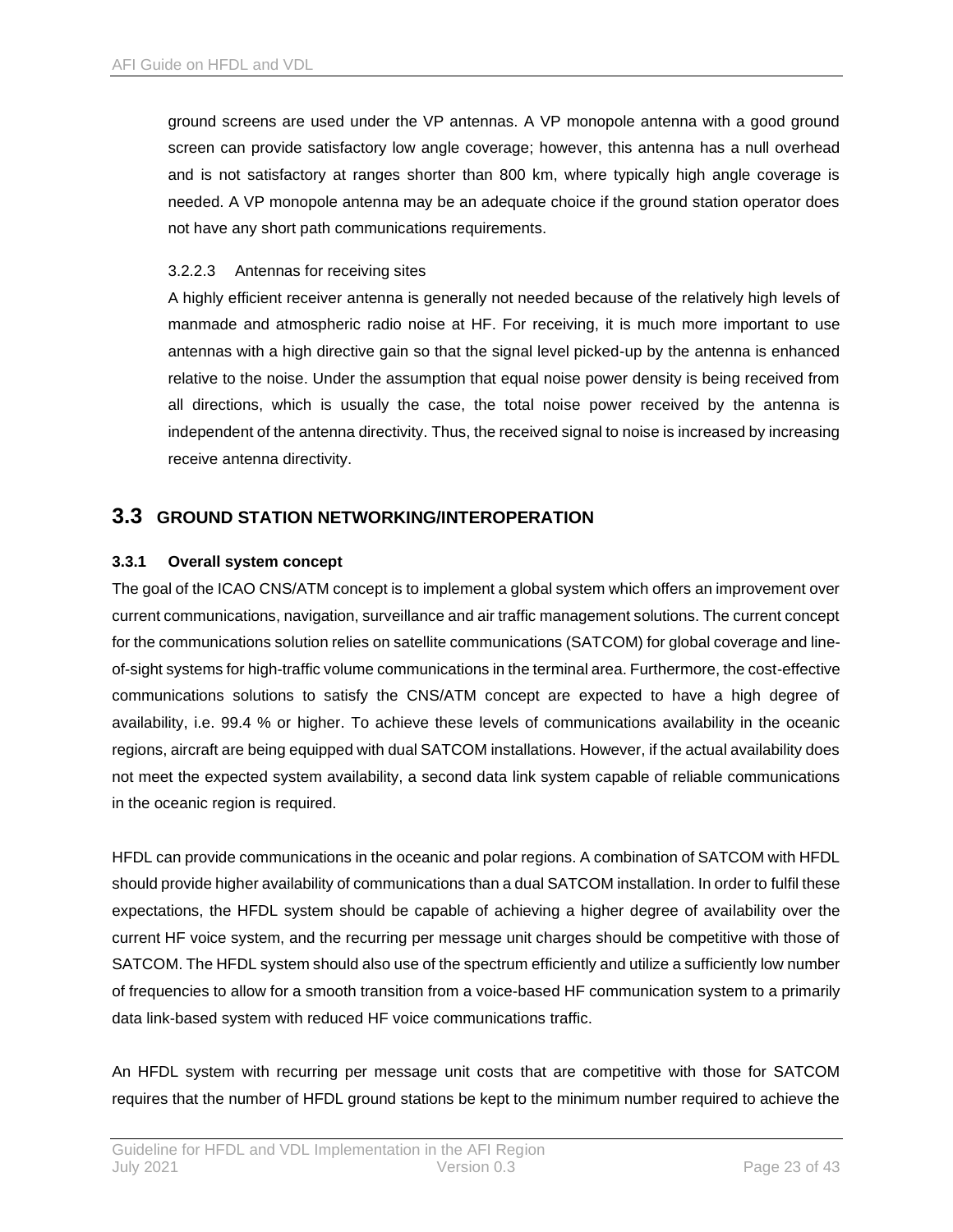ground screens are used under the VP antennas. A VP monopole antenna with a good ground screen can provide satisfactory low angle coverage; however, this antenna has a null overhead and is not satisfactory at ranges shorter than 800 km, where typically high angle coverage is needed. A VP monopole antenna may be an adequate choice if the ground station operator does not have any short path communications requirements.

#### 3.2.2.3 Antennas for receiving sites

A highly efficient receiver antenna is generally not needed because of the relatively high levels of manmade and atmospheric radio noise at HF. For receiving, it is much more important to use antennas with a high directive gain so that the signal level picked-up by the antenna is enhanced relative to the noise. Under the assumption that equal noise power density is being received from all directions, which is usually the case, the total noise power received by the antenna is independent of the antenna directivity. Thus, the received signal to noise is increased by increasing receive antenna directivity.

## 3.3 GROUND STATION NETWORKING/INTEROPERATION

### 3.3.1 Overall system concept

The goal of the ICAO CNS/ATM concept is to implement a global system which offers an improvement over current communications, navigation, surveillance and air traffic management solutions. The current concept for the communications solution relies on satellite communications (SATCOM) for global coverage and line-of-sight systems for high-traffic volume communications in the terminal area. Furthermore, the cost-effective communications solutions to satisfy the CNS/ATM concept are expected to have a high degree of availability, i.e. 99.4 % or higher. To achieve these levels of communications availability in the oceanic regions, aircraft are being equipped with dual SATCOM installations. However, if the actual availability does not meet the expected system availability, a second data link system capable of reliable communications in the oceanic region is required.

HFDL can provide communications in the oceanic and polar regions. A combination of SATCOM with HFDL should provide higher availability of communications than a dual SATCOM installation. In order to fulfil these expectations, the HFDL system should be capable of achieving a higher degree of availability over the current HF voice system, and the recurring per message unit charges should be competitive with those of SATCOM. The HFDL system should also use of the spectrum efficiently and utilize a sufficiently low number of frequencies to allow for a smooth transition from a voice-based HF communication system to a primarily data link-based system with reduced HF voice communications traffic.

An HFDL system with recurring per message unit costs that are competitive with those for SATCOM requires that the number of HFDL ground stations be kept to the minimum number required to achieve the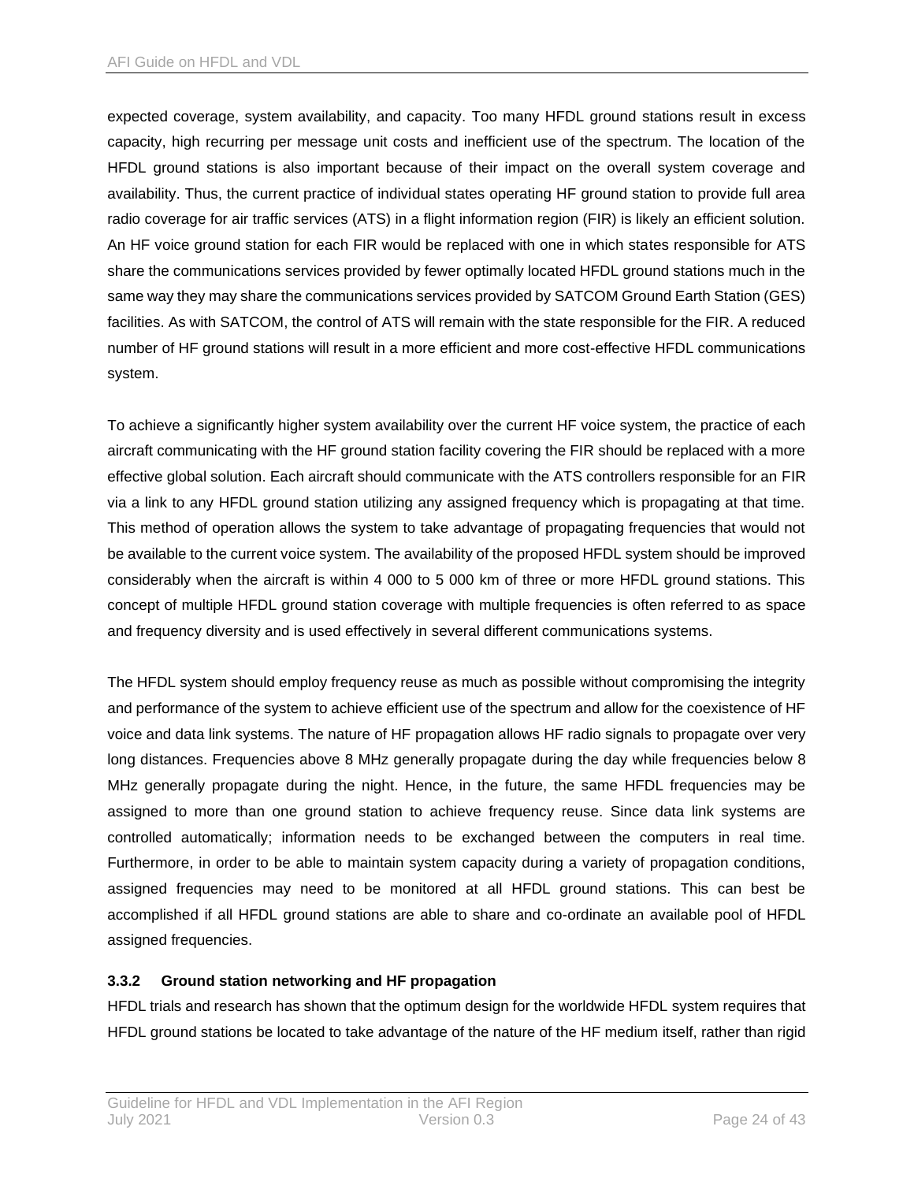expected coverage, system availability, and capacity. Too many HFDL ground stations result in excess capacity, high recurring per message unit costs and inefficient use of the spectrum. The location of the HFDL ground stations is also important because of their impact on the overall system coverage and availability. Thus, the current practice of individual states operating HF ground station to provide full area radio coverage for air traffic services (ATS) in a flight information region (FIR) is likely an efficient solution. An HF voice ground station for each FIR would be replaced with one in which states responsible for ATS share the communications services provided by fewer optimally located HFDL ground stations much in the same way they may share the communications services provided by SATCOM Ground Earth Station (GES) facilities. As with SATCOM, the control of ATS will remain with the state responsible for the FIR. A reduced number of HF ground stations will result in a more efficient and more cost-effective HFDL communications system.

To achieve a significantly higher system availability over the current HF voice system, the practice of each aircraft communicating with the HF ground station facility covering the FIR should be replaced with a more effective global solution. Each aircraft should communicate with the ATS controllers responsible for an FIR via a link to any HFDL ground station utilizing any assigned frequency which is propagating at that time. This method of operation allows the system to take advantage of propagating frequencies that would not be available to the current voice system. The availability of the proposed HFDL system should be improved considerably when the aircraft is within 4 000 to 5 000 km of three or more HFDL ground stations. This concept of multiple HFDL ground station coverage with multiple frequencies is often referred to as space and frequency diversity and is used effectively in several different communications systems.

The HFDL system should employ frequency reuse as much as possible without compromising the integrity and performance of the system to achieve efficient use of the spectrum and allow for the coexistence of HF voice and data link systems. The nature of HF propagation allows HF radio signals to propagate over very long distances. Frequencies above 8 MHz generally propagate during the day while frequencies below 8 MHz generally propagate during the night. Hence, in the future, the same HFDL frequencies may be assigned to more than one ground station to achieve frequency reuse. Since data link systems are controlled automatically; information needs to be exchanged between the computers in real time. Furthermore, in order to be able to maintain system capacity during a variety of propagation conditions, assigned frequencies may need to be monitored at all HFDL ground stations. This can best be accomplished if all HFDL ground stations are able to share and co-ordinate an available pool of HFDL assigned frequencies.

### 3.3.2 Ground station networking and HF propagation

HFDL trials and research has shown that the optimum design for the worldwide HFDL system requires that HFDL ground stations be located to take advantage of the nature of the HF medium itself, rather than rigid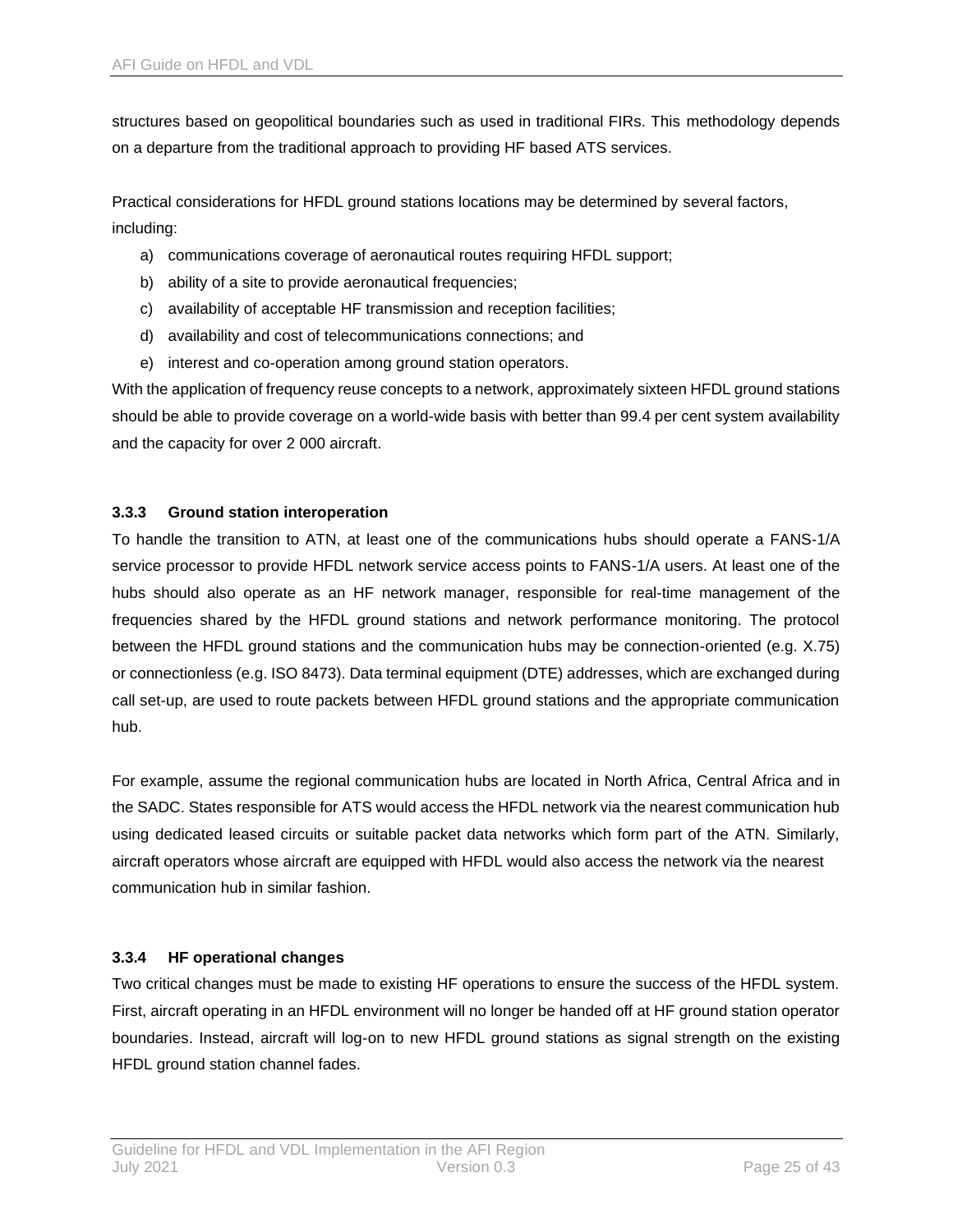structures based on geopolitical boundaries such as used in traditional FIRs. This methodology depends on a departure from the traditional approach to providing HF based ATS services.

Practical considerations for HFDL ground stations locations may be determined by several factors, including:

a) communications coverage of aeronautical routes requiring HFDL support;
b) ability of a site to provide aeronautical frequencies;
c) availability of acceptable HF transmission and reception facilities;
d) availability and cost of telecommunications connections; and
e) interest and co-operation among ground station operators.

With the application of frequency reuse concepts to a network, approximately sixteen HFDL ground stations should be able to provide coverage on a world-wide basis with better than 99.4 per cent system availability and the capacity for over 2 000 aircraft.

### 3.3.3 Ground station interoperation

To handle the transition to ATN, at least one of the communications hubs should operate a FANS-1/A service processor to provide HFDL network service access points to FANS-1/A users. At least one of the hubs should also operate as an HF network manager, responsible for real-time management of the frequencies shared by the HFDL ground stations and network performance monitoring. The protocol between the HFDL ground stations and the communication hubs may be connection-oriented (e.g. X.75) or connectionless (e.g. ISO 8473). Data terminal equipment (DTE) addresses, which are exchanged during call set-up, are used to route packets between HFDL ground stations and the appropriate communication hub.

For example, assume the regional communication hubs are located in North Africa, Central Africa and in the SADC. States responsible for ATS would access the HFDL network via the nearest communication hub using dedicated leased circuits or suitable packet data networks which form part of the ATN. Similarly, aircraft operators whose aircraft are equipped with HFDL would also access the network via the nearest communication hub in similar fashion.

### 3.3.4 HF operational changes

Two critical changes must be made to existing HF operations to ensure the success of the HFDL system. First, aircraft operating in an HFDL environment will no longer be handed off at HF ground station operator boundaries. Instead, aircraft will log-on to new HFDL ground stations as signal strength on the existing HFDL ground station channel fades.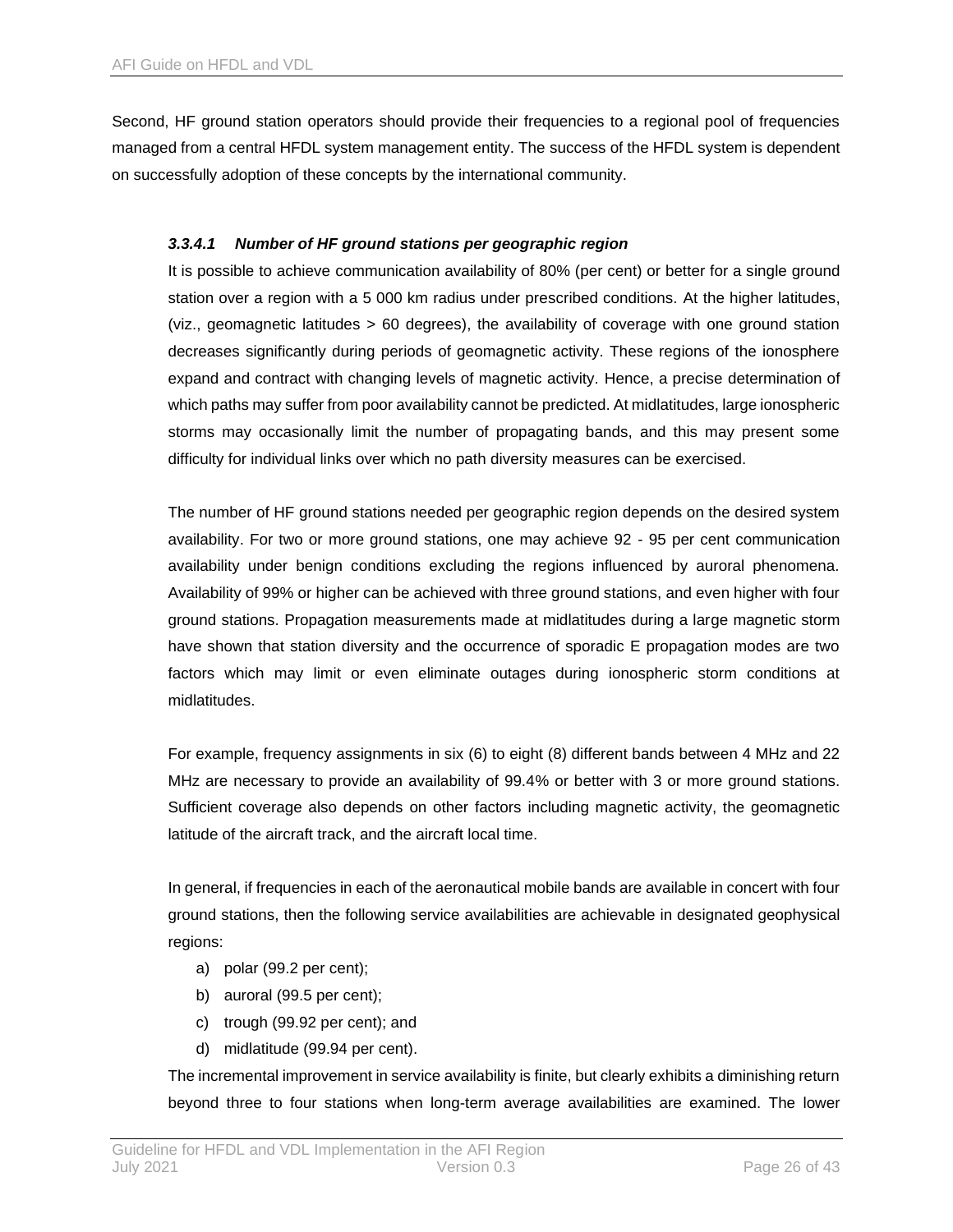Second, HF ground station operators should provide their frequencies to a regional pool of frequencies managed from a central HFDL system management entity. The success of the HFDL system is dependent on successfully adoption of these concepts by the international community.

#### *3.3.4.1 Number of HF ground stations per geographic region*

It is possible to achieve communication availability of 80% (per cent) or better for a single ground station over a region with a 5 000 km radius under prescribed conditions. At the higher latitudes, (viz., geomagnetic latitudes > 60 degrees), the availability of coverage with one ground station decreases significantly during periods of geomagnetic activity. These regions of the ionosphere expand and contract with changing levels of magnetic activity. Hence, a precise determination of which paths may suffer from poor availability cannot be predicted. At midlatitudes, large ionospheric storms may occasionally limit the number of propagating bands, and this may present some difficulty for individual links over which no path diversity measures can be exercised.

The number of HF ground stations needed per geographic region depends on the desired system availability. For two or more ground stations, one may achieve 92 - 95 per cent communication availability under benign conditions excluding the regions influenced by auroral phenomena. Availability of 99% or higher can be achieved with three ground stations, and even higher with four ground stations. Propagation measurements made at midlatitudes during a large magnetic storm have shown that station diversity and the occurrence of sporadic E propagation modes are two factors which may limit or even eliminate outages during ionospheric storm conditions at midlatitudes.

For example, frequency assignments in six (6) to eight (8) different bands between 4 MHz and 22 MHz are necessary to provide an availability of 99.4% or better with 3 or more ground stations. Sufficient coverage also depends on other factors including magnetic activity, the geomagnetic latitude of the aircraft track, and the aircraft local time.

In general, if frequencies in each of the aeronautical mobile bands are available in concert with four ground stations, then the following service availabilities are achievable in designated geophysical regions:

a) polar (99.2 per cent);
b) auroral (99.5 per cent);
c) trough (99.92 per cent); and
d) midlatitude (99.94 per cent).

The incremental improvement in service availability is finite, but clearly exhibits a diminishing return beyond three to four stations when long-term average availabilities are examined. The lower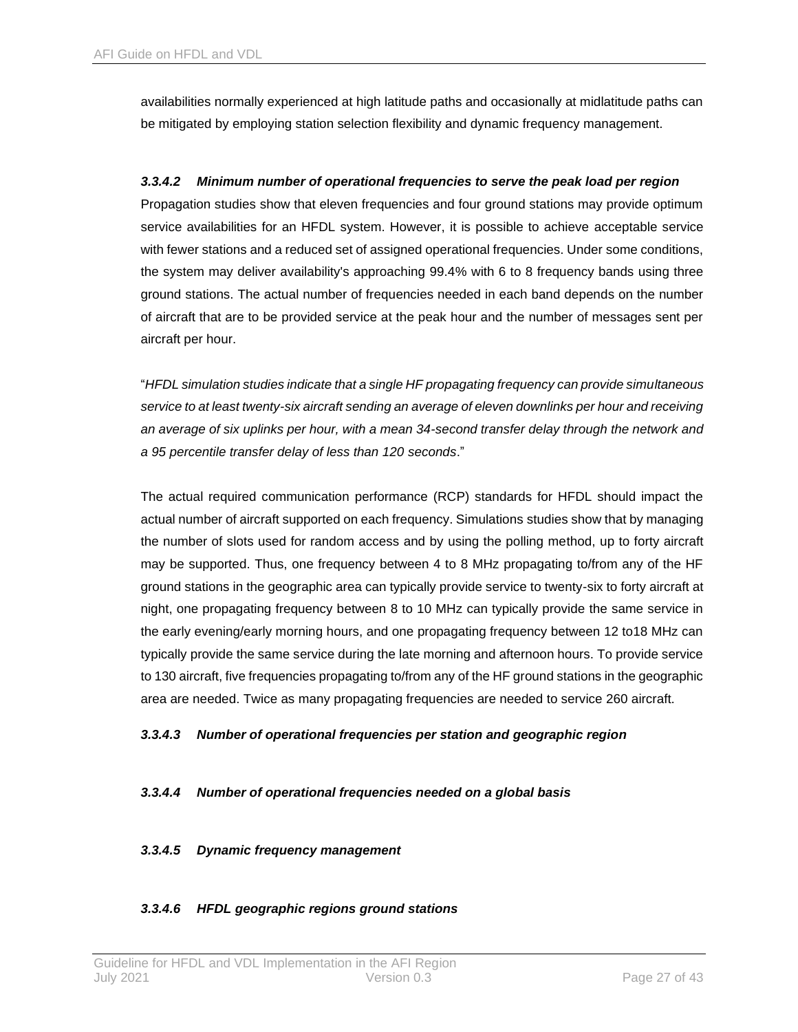availabilities normally experienced at high latitude paths and occasionally at midlatitude paths can be mitigated by employing station selection flexibility and dynamic frequency management.

#### *3.3.4.2 Minimum number of operational frequencies to serve the peak load per region*

Propagation studies show that eleven frequencies and four ground stations may provide optimum service availabilities for an HFDL system. However, it is possible to achieve acceptable service with fewer stations and a reduced set of assigned operational frequencies. Under some conditions, the system may deliver availability's approaching 99.4% with 6 to 8 frequency bands using three ground stations. The actual number of frequencies needed in each band depends on the number of aircraft that are to be provided service at the peak hour and the number of messages sent per aircraft per hour.

"*HFDL simulation studies indicate that a single HF propagating frequency can provide simultaneous service to at least twenty-six aircraft sending an average of eleven downlinks per hour and receiving an average of six uplinks per hour, with a mean 34-second transfer delay through the network and a 95 percentile transfer delay of less than 120 seconds*."

The actual required communication performance (RCP) standards for HFDL should impact the actual number of aircraft supported on each frequency. Simulations studies show that by managing the number of slots used for random access and by using the polling method, up to forty aircraft may be supported. Thus, one frequency between 4 to 8 MHz propagating to/from any of the HF ground stations in the geographic area can typically provide service to twenty-six to forty aircraft at night, one propagating frequency between 8 to 10 MHz can typically provide the same service in the early evening/early morning hours, and one propagating frequency between 12 to18 MHz can typically provide the same service during the late morning and afternoon hours. To provide service to 130 aircraft, five frequencies propagating to/from any of the HF ground stations in the geographic area are needed. Twice as many propagating frequencies are needed to service 260 aircraft.

#### *3.3.4.3 Number of operational frequencies per station and geographic region*

#### *3.3.4.4 Number of operational frequencies needed on a global basis*

#### *3.3.4.5 Dynamic frequency management*

#### *3.3.4.6 HFDL geographic regions ground stations*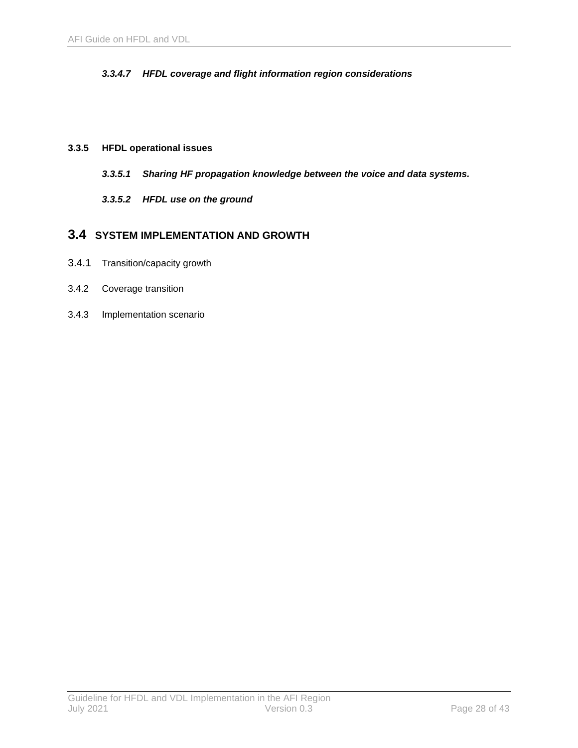#### *3.3.4.7 HFDL coverage and flight information region considerations*

### 3.3.5 HFDL operational issues

#### *3.3.5.1 Sharing HF propagation knowledge between the voice and data systems.*

#### *3.3.5.2 HFDL use on the ground*

## 3.4 SYSTEM IMPLEMENTATION AND GROWTH

3.4.1 Transition/capacity growth

3.4.2 Coverage transition

3.4.3 Implementation scenario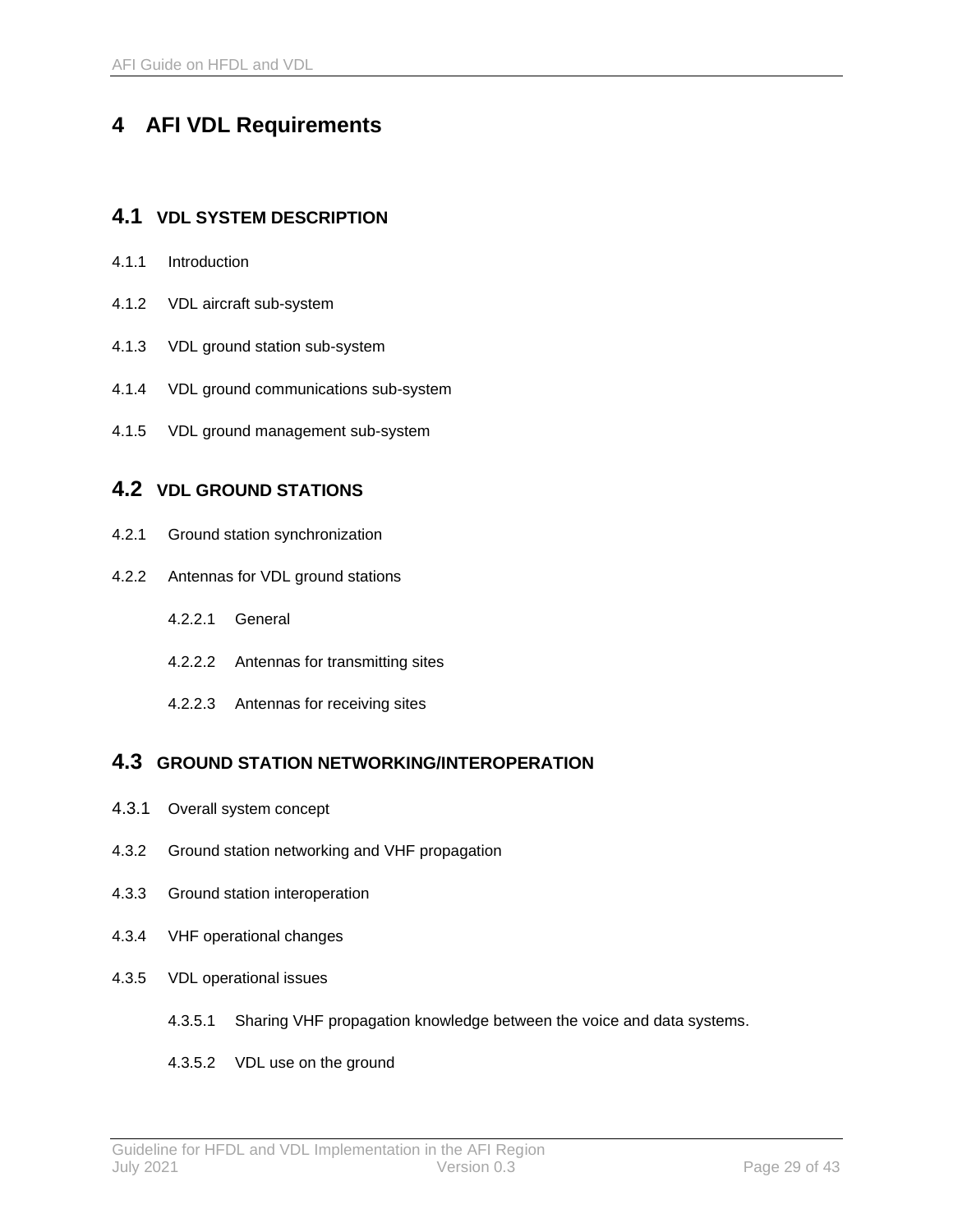# 4 AFI VDL Requirements

## 4.1 VDL SYSTEM DESCRIPTION

### 4.1.1 Introduction

### 4.1.2 VDL aircraft sub-system

### 4.1.3 VDL ground station sub-system

### 4.1.4 VDL ground communications sub-system

### 4.1.5 VDL ground management sub-system

## 4.2 VDL GROUND STATIONS

### 4.2.1 Ground station synchronization

### 4.2.2 Antennas for VDL ground stations

#### 4.2.2.1 General

#### 4.2.2.2 Antennas for transmitting sites

#### 4.2.2.3 Antennas for receiving sites

## 4.3 GROUND STATION NETWORKING/INTEROPERATION

### 4.3.1 Overall system concept

### 4.3.2 Ground station networking and VHF propagation

### 4.3.3 Ground station interoperation

### 4.3.4 VHF operational changes

### 4.3.5 VDL operational issues

#### 4.3.5.1 Sharing VHF propagation knowledge between the voice and data systems.

#### 4.3.5.2 VDL use on the ground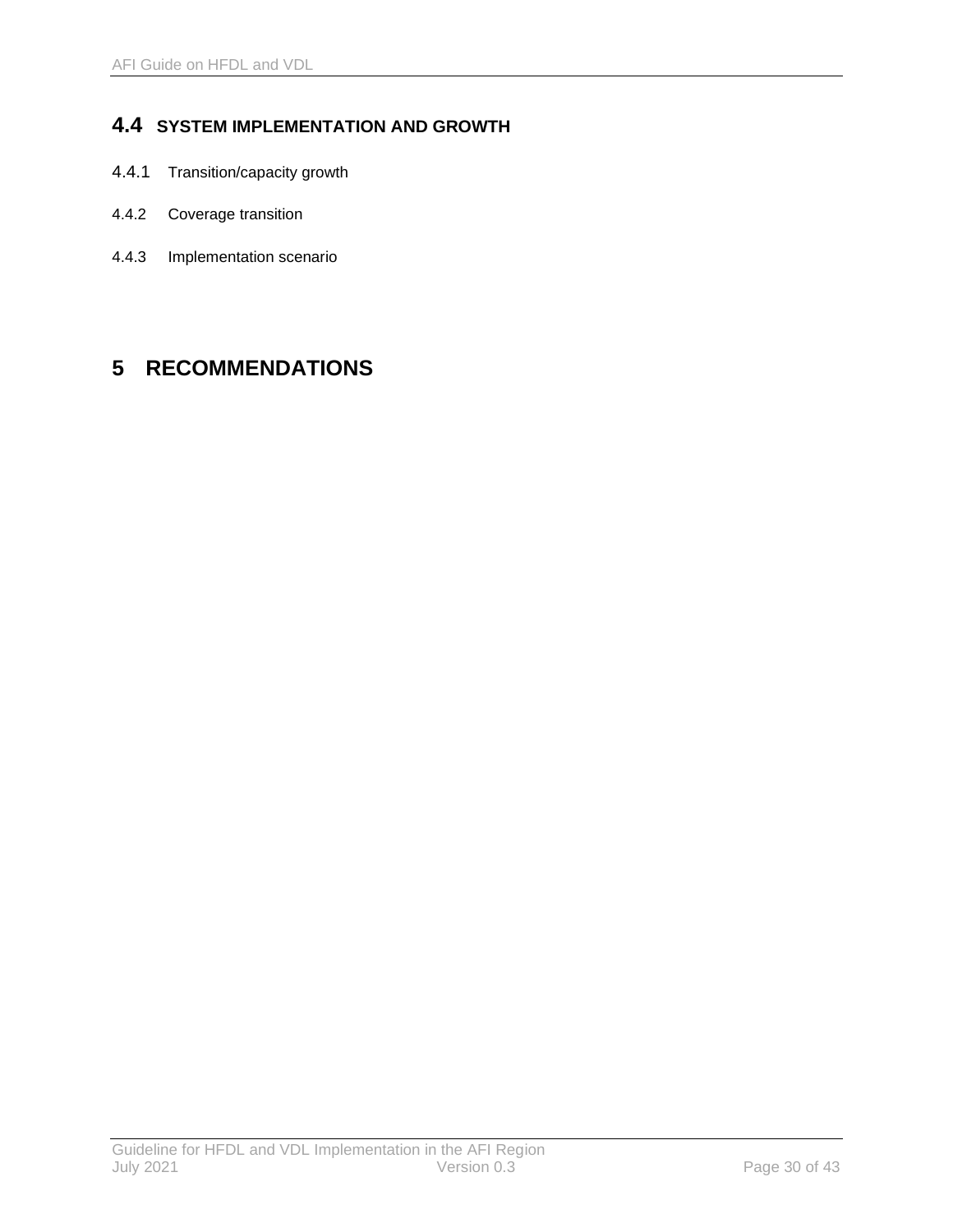## 4.4 SYSTEM IMPLEMENTATION AND GROWTH

### 4.4.1 Transition/capacity growth

### 4.4.2 Coverage transition

### 4.4.3 Implementation scenario

# 5 RECOMMENDATIONS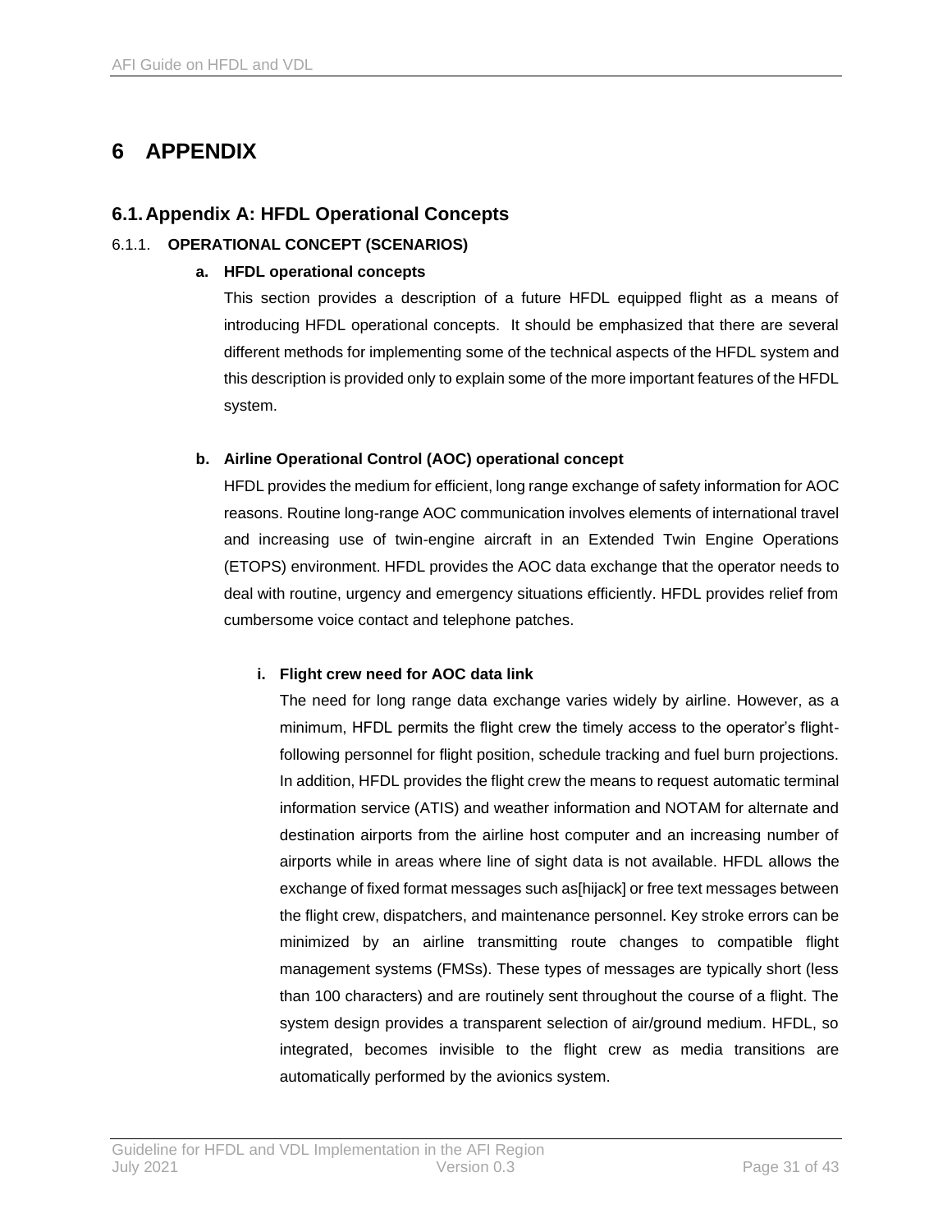# 6 APPENDIX

## 6.1. Appendix A: HFDL Operational Concepts

### 6.1.1. OPERATIONAL CONCEPT (SCENARIOS)

**a. HFDL operational concepts**

This section provides a description of a future HFDL equipped flight as a means of introducing HFDL operational concepts. It should be emphasized that there are several different methods for implementing some of the technical aspects of the HFDL system and this description is provided only to explain some of the more important features of the HFDL system.

**b. Airline Operational Control (AOC) operational concept**

HFDL provides the medium for efficient, long range exchange of safety information for AOC reasons. Routine long-range AOC communication involves elements of international travel and increasing use of twin-engine aircraft in an Extended Twin Engine Operations (ETOPS) environment. HFDL provides the AOC data exchange that the operator needs to deal with routine, urgency and emergency situations efficiently. HFDL provides relief from cumbersome voice contact and telephone patches.

**i. Flight crew need for AOC data link**

The need for long range data exchange varies widely by airline. However, as a minimum, HFDL permits the flight crew the timely access to the operator's flight-following personnel for flight position, schedule tracking and fuel burn projections. In addition, HFDL provides the flight crew the means to request automatic terminal information service (ATIS) and weather information and NOTAM for alternate and destination airports from the airline host computer and an increasing number of airports while in areas where line of sight data is not available. HFDL allows the exchange of fixed format messages such as[hijack] or free text messages between the flight crew, dispatchers, and maintenance personnel. Key stroke errors can be minimized by an airline transmitting route changes to compatible flight management systems (FMSs). These types of messages are typically short (less than 100 characters) and are routinely sent throughout the course of a flight. The system design provides a transparent selection of air/ground medium. HFDL, so integrated, becomes invisible to the flight crew as media transitions are automatically performed by the avionics system.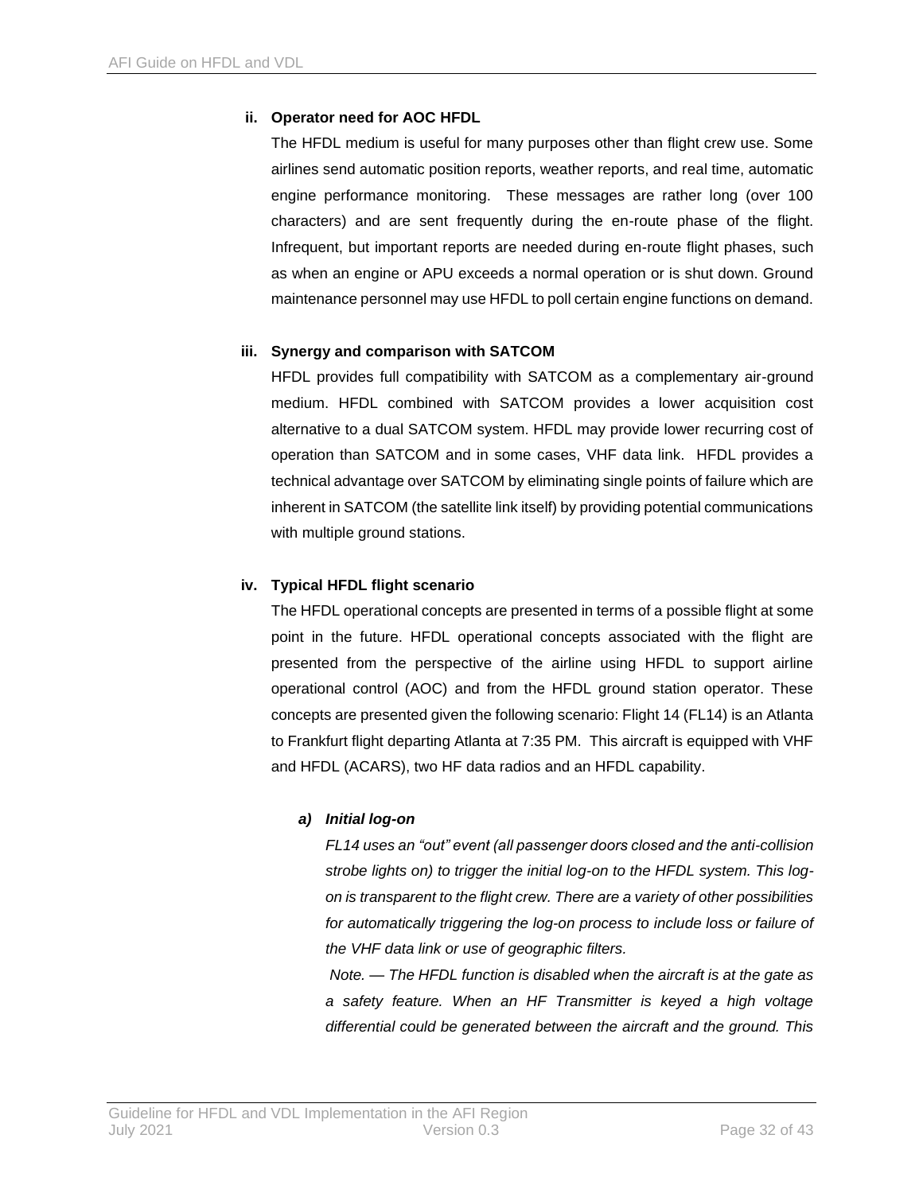**ii. Operator need for AOC HFDL**

The HFDL medium is useful for many purposes other than flight crew use. Some airlines send automatic position reports, weather reports, and real time, automatic engine performance monitoring. These messages are rather long (over 100 characters) and are sent frequently during the en-route phase of the flight. Infrequent, but important reports are needed during en-route flight phases, such as when an engine or APU exceeds a normal operation or is shut down. Ground maintenance personnel may use HFDL to poll certain engine functions on demand.

**iii. Synergy and comparison with SATCOM**

HFDL provides full compatibility with SATCOM as a complementary air-ground medium. HFDL combined with SATCOM provides a lower acquisition cost alternative to a dual SATCOM system. HFDL may provide lower recurring cost of operation than SATCOM and in some cases, VHF data link. HFDL provides a technical advantage over SATCOM by eliminating single points of failure which are inherent in SATCOM (the satellite link itself) by providing potential communications with multiple ground stations.

**iv. Typical HFDL flight scenario**

The HFDL operational concepts are presented in terms of a possible flight at some point in the future. HFDL operational concepts associated with the flight are presented from the perspective of the airline using HFDL to support airline operational control (AOC) and from the HFDL ground station operator. These concepts are presented given the following scenario: Flight 14 (FL14) is an Atlanta to Frankfurt flight departing Atlanta at 7:35 PM. This aircraft is equipped with VHF and HFDL (ACARS), two HF data radios and an HFDL capability.

***a) Initial log-on***

*FL14 uses an “out” event (all passenger doors closed and the anti-collision strobe lights on) to trigger the initial log-on to the HFDL system. This log-on is transparent to the flight crew. There are a variety of other possibilities for automatically triggering the log-on process to include loss or failure of the VHF data link or use of geographic filters.*

*Note. — The HFDL function is disabled when the aircraft is at the gate as a safety feature. When an HF Transmitter is keyed a high voltage differential could be generated between the aircraft and the ground. This*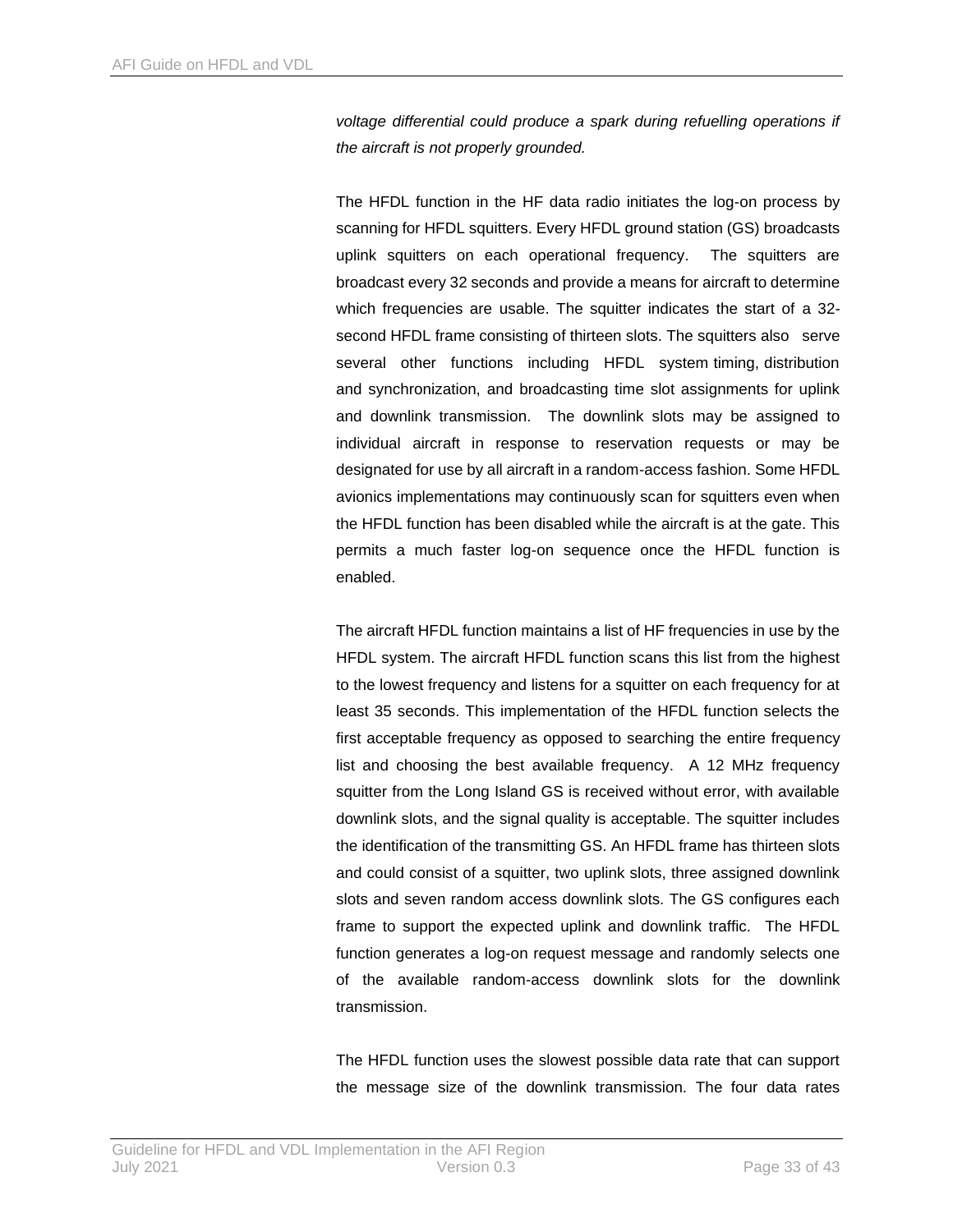*voltage differential could produce a spark during refuelling operations if the aircraft is not properly grounded.*

The HFDL function in the HF data radio initiates the log-on process by scanning for HFDL squitters. Every HFDL ground station (GS) broadcasts uplink squitters on each operational frequency. The squitters are broadcast every 32 seconds and provide a means for aircraft to determine which frequencies are usable. The squitter indicates the start of a 32-second HFDL frame consisting of thirteen slots. The squitters also serve several other functions including HFDL system timing, distribution and synchronization, and broadcasting time slot assignments for uplink and downlink transmission. The downlink slots may be assigned to individual aircraft in response to reservation requests or may be designated for use by all aircraft in a random-access fashion. Some HFDL avionics implementations may continuously scan for squitters even when the HFDL function has been disabled while the aircraft is at the gate. This permits a much faster log-on sequence once the HFDL function is enabled.

The aircraft HFDL function maintains a list of HF frequencies in use by the HFDL system. The aircraft HFDL function scans this list from the highest to the lowest frequency and listens for a squitter on each frequency for at least 35 seconds. This implementation of the HFDL function selects the first acceptable frequency as opposed to searching the entire frequency list and choosing the best available frequency. A 12 MHz frequency squitter from the Long Island GS is received without error, with available downlink slots, and the signal quality is acceptable. The squitter includes the identification of the transmitting GS. An HFDL frame has thirteen slots and could consist of a squitter, two uplink slots, three assigned downlink slots and seven random access downlink slots. The GS configures each frame to support the expected uplink and downlink traffic. The HFDL function generates a log-on request message and randomly selects one of the available random-access downlink slots for the downlink transmission.

The HFDL function uses the slowest possible data rate that can support the message size of the downlink transmission. The four data rates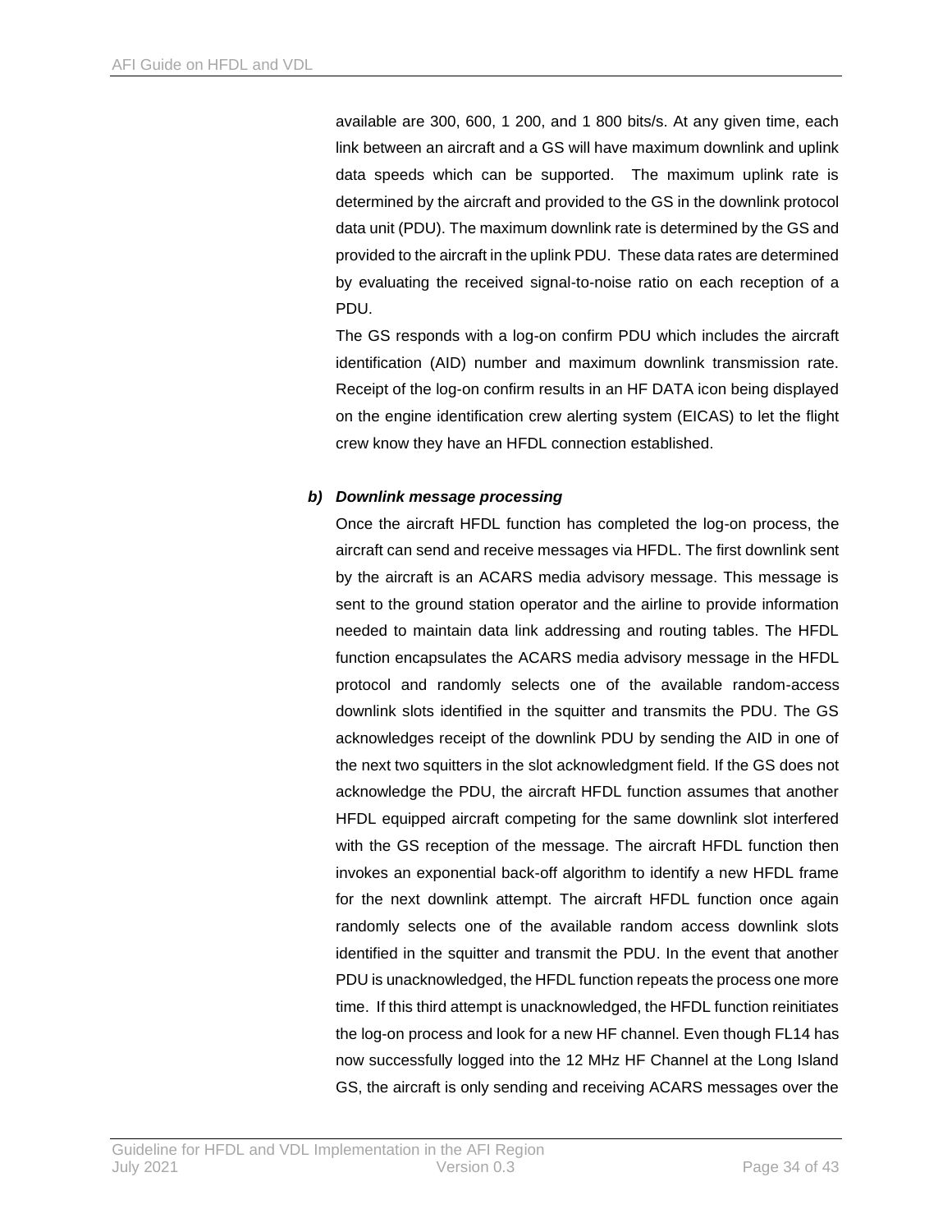available are 300, 600, 1 200, and 1 800 bits/s. At any given time, each link between an aircraft and a GS will have maximum downlink and uplink data speeds which can be supported. The maximum uplink rate is determined by the aircraft and provided to the GS in the downlink protocol data unit (PDU). The maximum downlink rate is determined by the GS and provided to the aircraft in the uplink PDU. These data rates are determined by evaluating the received signal-to-noise ratio on each reception of a PDU.

The GS responds with a log-on confirm PDU which includes the aircraft identification (AID) number and maximum downlink transmission rate. Receipt of the log-on confirm results in an HF DATA icon being displayed on the engine identification crew alerting system (EICAS) to let the flight crew know they have an HFDL connection established.

***b) Downlink message processing***

Once the aircraft HFDL function has completed the log-on process, the aircraft can send and receive messages via HFDL. The first downlink sent by the aircraft is an ACARS media advisory message. This message is sent to the ground station operator and the airline to provide information needed to maintain data link addressing and routing tables. The HFDL function encapsulates the ACARS media advisory message in the HFDL protocol and randomly selects one of the available random-access downlink slots identified in the squitter and transmits the PDU. The GS acknowledges receipt of the downlink PDU by sending the AID in one of the next two squitters in the slot acknowledgment field. If the GS does not acknowledge the PDU, the aircraft HFDL function assumes that another HFDL equipped aircraft competing for the same downlink slot interfered with the GS reception of the message. The aircraft HFDL function then invokes an exponential back-off algorithm to identify a new HFDL frame for the next downlink attempt. The aircraft HFDL function once again randomly selects one of the available random access downlink slots identified in the squitter and transmit the PDU. In the event that another PDU is unacknowledged, the HFDL function repeats the process one more time. If this third attempt is unacknowledged, the HFDL function reinitiates the log-on process and look for a new HF channel. Even though FL14 has now successfully logged into the 12 MHz HF Channel at the Long Island GS, the aircraft is only sending and receiving ACARS messages over the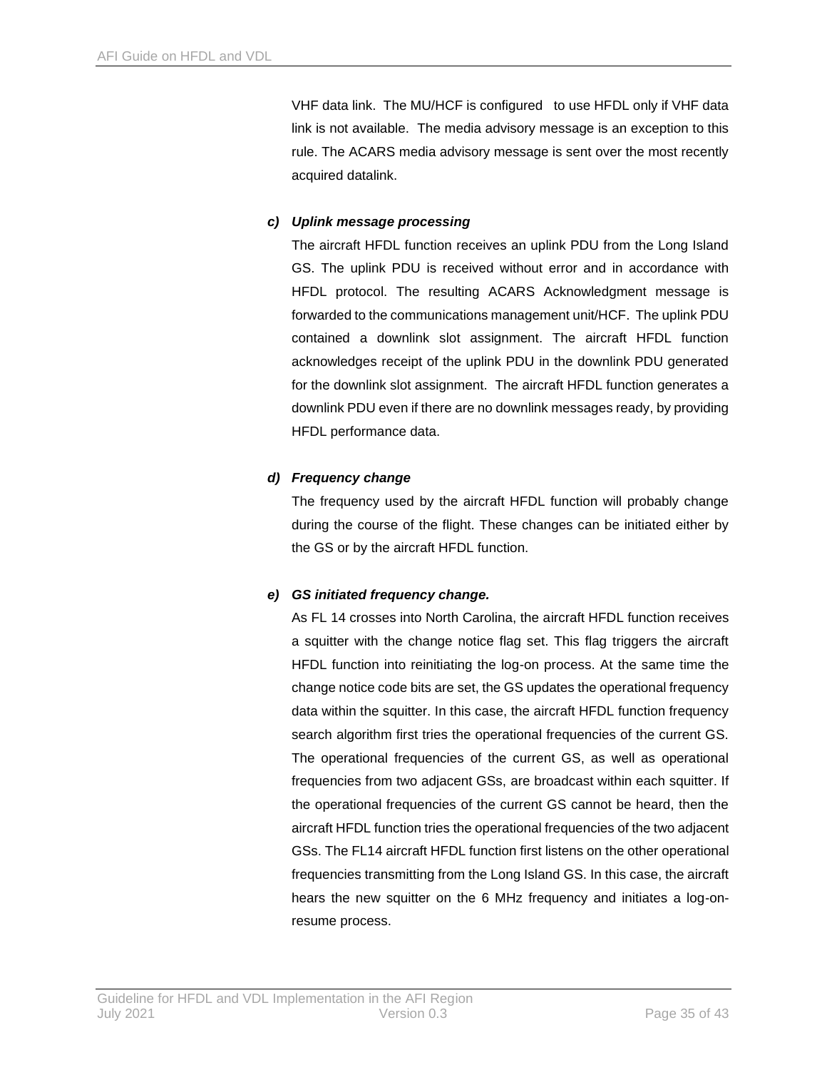VHF data link. The MU/HCF is configured to use HFDL only if VHF data link is not available. The media advisory message is an exception to this rule. The ACARS media advisory message is sent over the most recently acquired datalink.

***c) Uplink message processing***

The aircraft HFDL function receives an uplink PDU from the Long Island GS. The uplink PDU is received without error and in accordance with HFDL protocol. The resulting ACARS Acknowledgment message is forwarded to the communications management unit/HCF. The uplink PDU contained a downlink slot assignment. The aircraft HFDL function acknowledges receipt of the uplink PDU in the downlink PDU generated for the downlink slot assignment. The aircraft HFDL function generates a downlink PDU even if there are no downlink messages ready, by providing HFDL performance data.

***d) Frequency change***

The frequency used by the aircraft HFDL function will probably change during the course of the flight. These changes can be initiated either by the GS or by the aircraft HFDL function.

***e) GS initiated frequency change.***

As FL 14 crosses into North Carolina, the aircraft HFDL function receives a squitter with the change notice flag set. This flag triggers the aircraft HFDL function into reinitiating the log-on process. At the same time the change notice code bits are set, the GS updates the operational frequency data within the squitter. In this case, the aircraft HFDL function frequency search algorithm first tries the operational frequencies of the current GS. The operational frequencies of the current GS, as well as operational frequencies from two adjacent GSs, are broadcast within each squitter. If the operational frequencies of the current GS cannot be heard, then the aircraft HFDL function tries the operational frequencies of the two adjacent GSs. The FL14 aircraft HFDL function first listens on the other operational frequencies transmitting from the Long Island GS. In this case, the aircraft hears the new squitter on the 6 MHz frequency and initiates a log-on-resume process.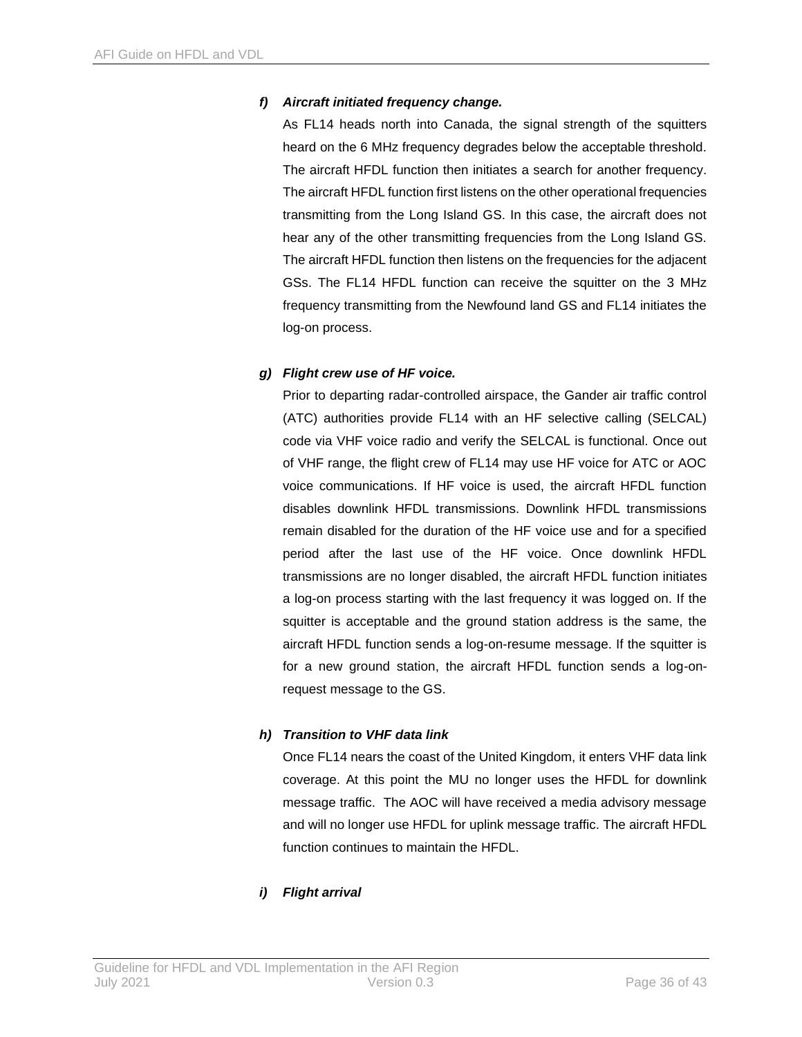***f) Aircraft initiated frequency change.***

As FL14 heads north into Canada, the signal strength of the squitters heard on the 6 MHz frequency degrades below the acceptable threshold. The aircraft HFDL function then initiates a search for another frequency. The aircraft HFDL function first listens on the other operational frequencies transmitting from the Long Island GS. In this case, the aircraft does not hear any of the other transmitting frequencies from the Long Island GS. The aircraft HFDL function then listens on the frequencies for the adjacent GSs. The FL14 HFDL function can receive the squitter on the 3 MHz frequency transmitting from the Newfound land GS and FL14 initiates the log-on process.

***g) Flight crew use of HF voice.***

Prior to departing radar-controlled airspace, the Gander air traffic control (ATC) authorities provide FL14 with an HF selective calling (SELCAL) code via VHF voice radio and verify the SELCAL is functional. Once out of VHF range, the flight crew of FL14 may use HF voice for ATC or AOC voice communications. If HF voice is used, the aircraft HFDL function disables downlink HFDL transmissions. Downlink HFDL transmissions remain disabled for the duration of the HF voice use and for a specified period after the last use of the HF voice. Once downlink HFDL transmissions are no longer disabled, the aircraft HFDL function initiates a log-on process starting with the last frequency it was logged on. If the squitter is acceptable and the ground station address is the same, the aircraft HFDL function sends a log-on-resume message. If the squitter is for a new ground station, the aircraft HFDL function sends a log-on-request message to the GS.

***h) Transition to VHF data link***

Once FL14 nears the coast of the United Kingdom, it enters VHF data link coverage. At this point the MU no longer uses the HFDL for downlink message traffic. The AOC will have received a media advisory message and will no longer use HFDL for uplink message traffic. The aircraft HFDL function continues to maintain the HFDL.

***i) Flight arrival***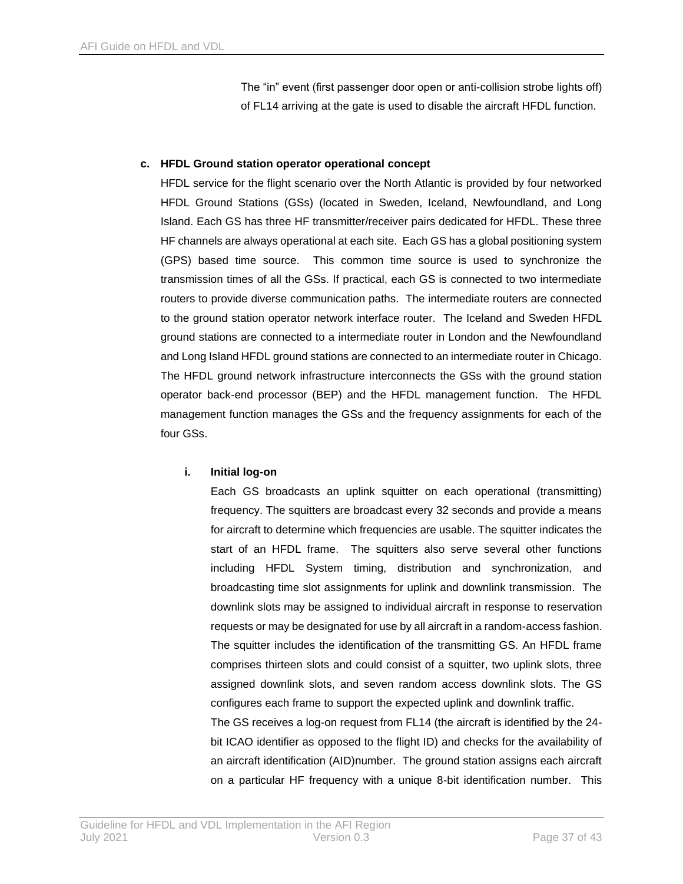The “in” event (first passenger door open or anti-collision strobe lights off) of FL14 arriving at the gate is used to disable the aircraft HFDL function.

**c. HFDL Ground station operator operational concept**

HFDL service for the flight scenario over the North Atlantic is provided by four networked HFDL Ground Stations (GSs) (located in Sweden, Iceland, Newfoundland, and Long Island. Each GS has three HF transmitter/receiver pairs dedicated for HFDL. These three HF channels are always operational at each site. Each GS has a global positioning system (GPS) based time source. This common time source is used to synchronize the transmission times of all the GSs. If practical, each GS is connected to two intermediate routers to provide diverse communication paths. The intermediate routers are connected to the ground station operator network interface router. The Iceland and Sweden HFDL ground stations are connected to a intermediate router in London and the Newfoundland and Long Island HFDL ground stations are connected to an intermediate router in Chicago. The HFDL ground network infrastructure interconnects the GSs with the ground station operator back-end processor (BEP) and the HFDL management function. The HFDL management function manages the GSs and the frequency assignments for each of the four GSs.

**i. Initial log-on**

Each GS broadcasts an uplink squitter on each operational (transmitting) frequency. The squitters are broadcast every 32 seconds and provide a means for aircraft to determine which frequencies are usable. The squitter indicates the start of an HFDL frame. The squitters also serve several other functions including HFDL System timing, distribution and synchronization, and broadcasting time slot assignments for uplink and downlink transmission. The downlink slots may be assigned to individual aircraft in response to reservation requests or may be designated for use by all aircraft in a random-access fashion. The squitter includes the identification of the transmitting GS. An HFDL frame comprises thirteen slots and could consist of a squitter, two uplink slots, three assigned downlink slots, and seven random access downlink slots. The GS configures each frame to support the expected uplink and downlink traffic.

The GS receives a log-on request from FL14 (the aircraft is identified by the 24-bit ICAO identifier as opposed to the flight ID) and checks for the availability of an aircraft identification (AID)number. The ground station assigns each aircraft on a particular HF frequency with a unique 8-bit identification number. This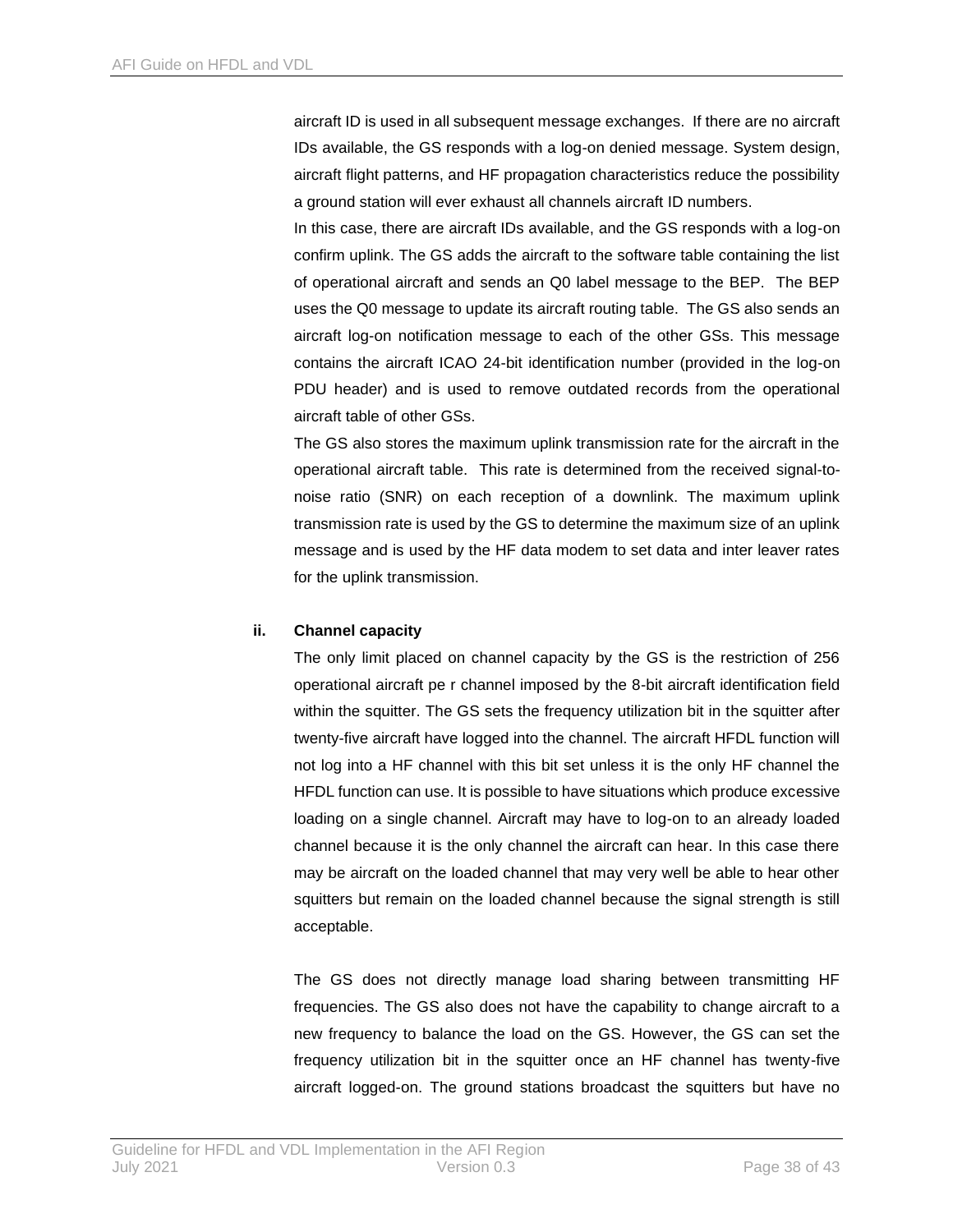aircraft ID is used in all subsequent message exchanges. If there are no aircraft IDs available, the GS responds with a log-on denied message. System design, aircraft flight patterns, and HF propagation characteristics reduce the possibility a ground station will ever exhaust all channels aircraft ID numbers.

In this case, there are aircraft IDs available, and the GS responds with a log-on confirm uplink. The GS adds the aircraft to the software table containing the list of operational aircraft and sends an Q0 label message to the BEP. The BEP uses the Q0 message to update its aircraft routing table. The GS also sends an aircraft log-on notification message to each of the other GSs. This message contains the aircraft ICAO 24-bit identification number (provided in the log-on PDU header) and is used to remove outdated records from the operational aircraft table of other GSs.

The GS also stores the maximum uplink transmission rate for the aircraft in the operational aircraft table. This rate is determined from the received signal-to-noise ratio (SNR) on each reception of a downlink. The maximum uplink transmission rate is used by the GS to determine the maximum size of an uplink message and is used by the HF data modem to set data and inter leaver rates for the uplink transmission.

**ii. Channel capacity**

The only limit placed on channel capacity by the GS is the restriction of 256 operational aircraft pe r channel imposed by the 8-bit aircraft identification field within the squitter. The GS sets the frequency utilization bit in the squitter after twenty-five aircraft have logged into the channel. The aircraft HFDL function will not log into a HF channel with this bit set unless it is the only HF channel the HFDL function can use. It is possible to have situations which produce excessive loading on a single channel. Aircraft may have to log-on to an already loaded channel because it is the only channel the aircraft can hear. In this case there may be aircraft on the loaded channel that may very well be able to hear other squitters but remain on the loaded channel because the signal strength is still acceptable.

The GS does not directly manage load sharing between transmitting HF frequencies. The GS also does not have the capability to change aircraft to a new frequency to balance the load on the GS. However, the GS can set the frequency utilization bit in the squitter once an HF channel has twenty-five aircraft logged-on. The ground stations broadcast the squitters but have no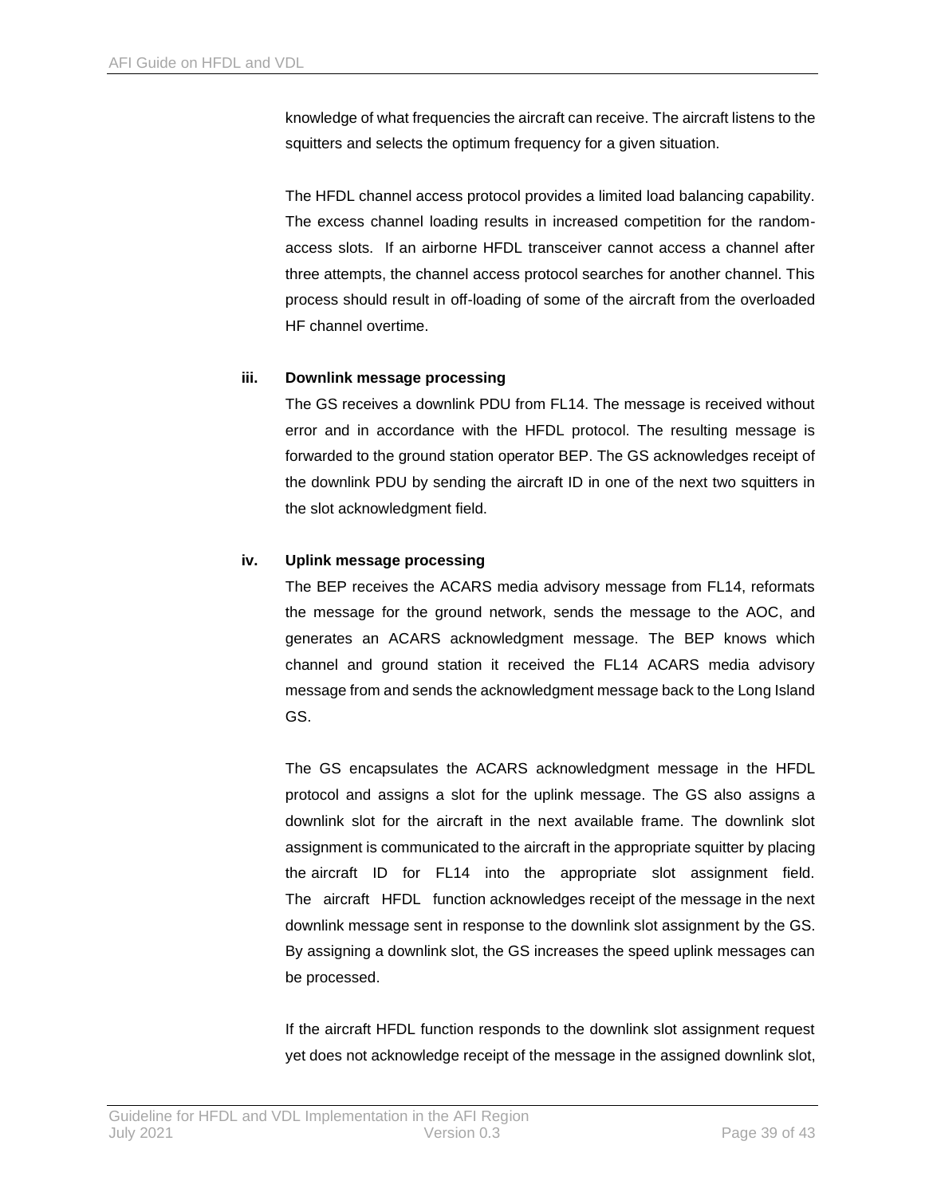knowledge of what frequencies the aircraft can receive. The aircraft listens to the squitters and selects the optimum frequency for a given situation.

The HFDL channel access protocol provides a limited load balancing capability. The excess channel loading results in increased competition for the random-access slots. If an airborne HFDL transceiver cannot access a channel after three attempts, the channel access protocol searches for another channel. This process should result in off-loading of some of the aircraft from the overloaded HF channel overtime.

**iii. Downlink message processing**

The GS receives a downlink PDU from FL14. The message is received without error and in accordance with the HFDL protocol. The resulting message is forwarded to the ground station operator BEP. The GS acknowledges receipt of the downlink PDU by sending the aircraft ID in one of the next two squitters in the slot acknowledgment field.

**iv. Uplink message processing**

The BEP receives the ACARS media advisory message from FL14, reformats the message for the ground network, sends the message to the AOC, and generates an ACARS acknowledgment message. The BEP knows which channel and ground station it received the FL14 ACARS media advisory message from and sends the acknowledgment message back to the Long Island GS.

The GS encapsulates the ACARS acknowledgment message in the HFDL protocol and assigns a slot for the uplink message. The GS also assigns a downlink slot for the aircraft in the next available frame. The downlink slot assignment is communicated to the aircraft in the appropriate squitter by placing the aircraft ID for FL14 into the appropriate slot assignment field. The aircraft HFDL function acknowledges receipt of the message in the next downlink message sent in response to the downlink slot assignment by the GS. By assigning a downlink slot, the GS increases the speed uplink messages can be processed.

If the aircraft HFDL function responds to the downlink slot assignment request yet does not acknowledge receipt of the message in the assigned downlink slot,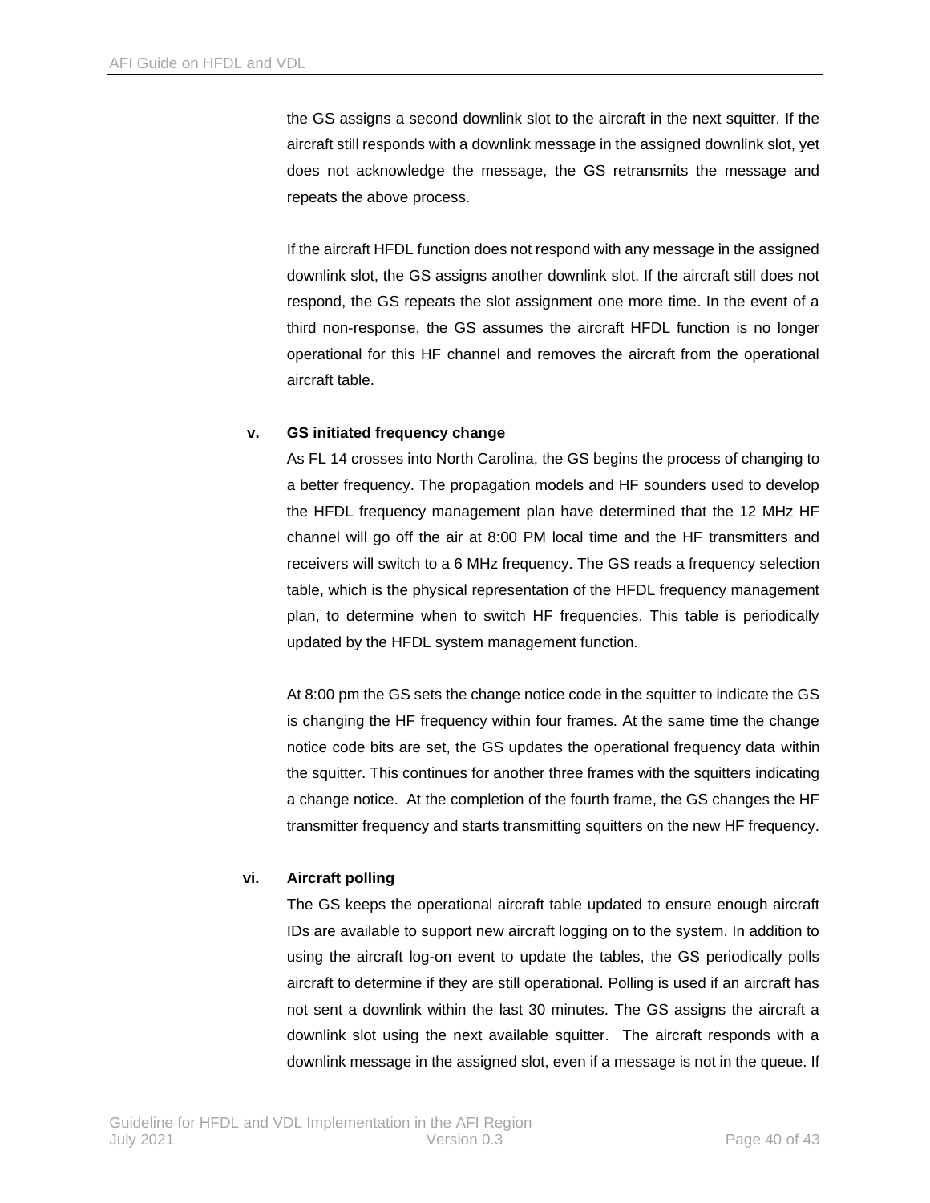the GS assigns a second downlink slot to the aircraft in the next squitter. If the aircraft still responds with a downlink message in the assigned downlink slot, yet does not acknowledge the message, the GS retransmits the message and repeats the above process.

If the aircraft HFDL function does not respond with any message in the assigned downlink slot, the GS assigns another downlink slot. If the aircraft still does not respond, the GS repeats the slot assignment one more time. In the event of a third non-response, the GS assumes the aircraft HFDL function is no longer operational for this HF channel and removes the aircraft from the operational aircraft table.

**v. GS initiated frequency change**

As FL 14 crosses into North Carolina, the GS begins the process of changing to a better frequency. The propagation models and HF sounders used to develop the HFDL frequency management plan have determined that the 12 MHz HF channel will go off the air at 8:00 PM local time and the HF transmitters and receivers will switch to a 6 MHz frequency. The GS reads a frequency selection table, which is the physical representation of the HFDL frequency management plan, to determine when to switch HF frequencies. This table is periodically updated by the HFDL system management function.

At 8:00 pm the GS sets the change notice code in the squitter to indicate the GS is changing the HF frequency within four frames. At the same time the change notice code bits are set, the GS updates the operational frequency data within the squitter. This continues for another three frames with the squitters indicating a change notice. At the completion of the fourth frame, the GS changes the HF transmitter frequency and starts transmitting squitters on the new HF frequency.

**vi. Aircraft polling**

The GS keeps the operational aircraft table updated to ensure enough aircraft IDs are available to support new aircraft logging on to the system. In addition to using the aircraft log-on event to update the tables, the GS periodically polls aircraft to determine if they are still operational. Polling is used if an aircraft has not sent a downlink within the last 30 minutes. The GS assigns the aircraft a downlink slot using the next available squitter. The aircraft responds with a downlink message in the assigned slot, even if a message is not in the queue. If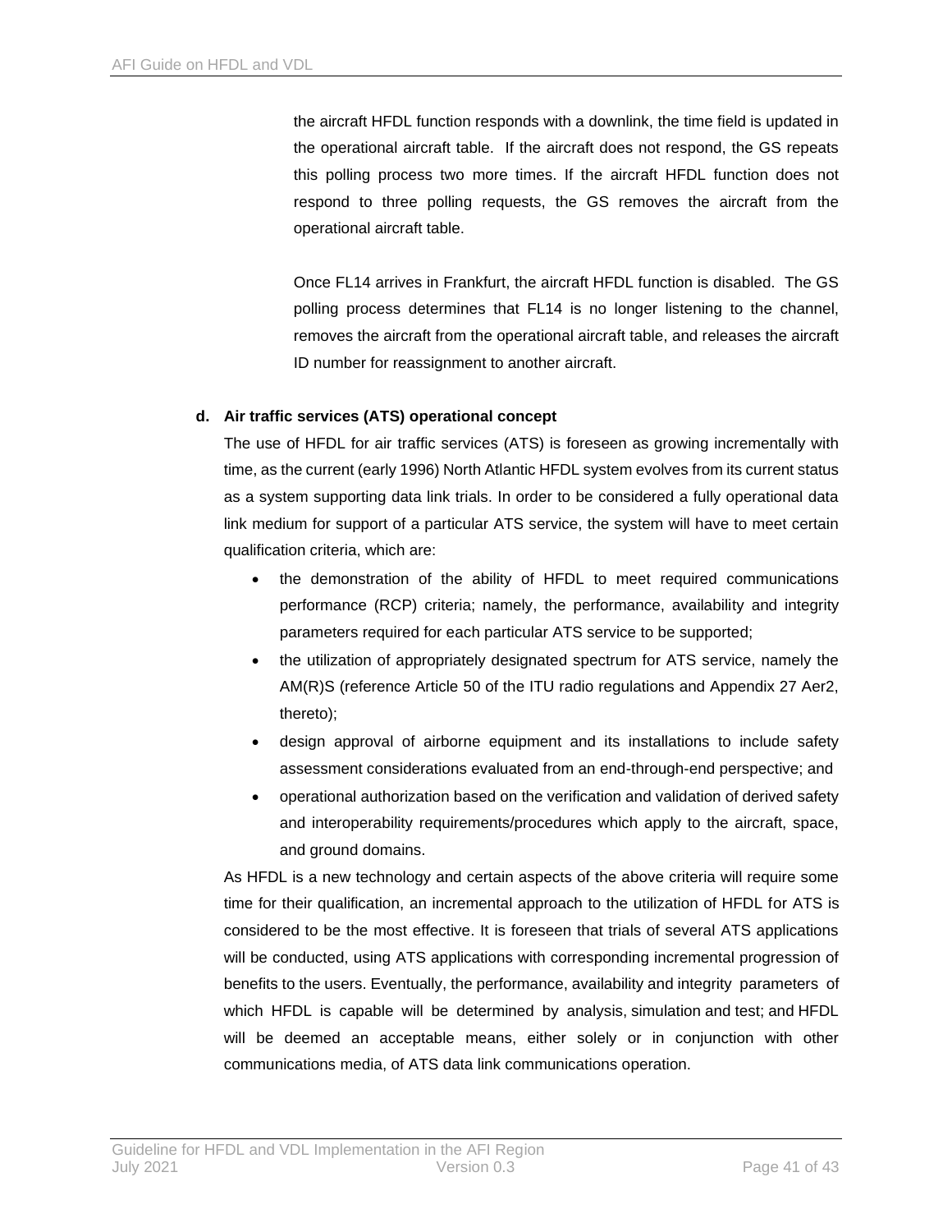the aircraft HFDL function responds with a downlink, the time field is updated in the operational aircraft table. If the aircraft does not respond, the GS repeats this polling process two more times. If the aircraft HFDL function does not respond to three polling requests, the GS removes the aircraft from the operational aircraft table.

Once FL14 arrives in Frankfurt, the aircraft HFDL function is disabled. The GS polling process determines that FL14 is no longer listening to the channel, removes the aircraft from the operational aircraft table, and releases the aircraft ID number for reassignment to another aircraft.

**d. Air traffic services (ATS) operational concept**

The use of HFDL for air traffic services (ATS) is foreseen as growing incrementally with time, as the current (early 1996) North Atlantic HFDL system evolves from its current status as a system supporting data link trials. In order to be considered a fully operational data link medium for support of a particular ATS service, the system will have to meet certain qualification criteria, which are:

- the demonstration of the ability of HFDL to meet required communications performance (RCP) criteria; namely, the performance, availability and integrity parameters required for each particular ATS service to be supported;
- the utilization of appropriately designated spectrum for ATS service, namely the AM(R)S (reference Article 50 of the ITU radio regulations and Appendix 27 Aer2, thereto);
- design approval of airborne equipment and its installations to include safety assessment considerations evaluated from an end-through-end perspective; and
- operational authorization based on the verification and validation of derived safety and interoperability requirements/procedures which apply to the aircraft, space, and ground domains.

As HFDL is a new technology and certain aspects of the above criteria will require some time for their qualification, an incremental approach to the utilization of HFDL for ATS is considered to be the most effective. It is foreseen that trials of several ATS applications will be conducted, using ATS applications with corresponding incremental progression of benefits to the users. Eventually, the performance, availability and integrity parameters of which HFDL is capable will be determined by analysis, simulation and test; and HFDL will be deemed an acceptable means, either solely or in conjunction with other communications media, of ATS data link communications operation.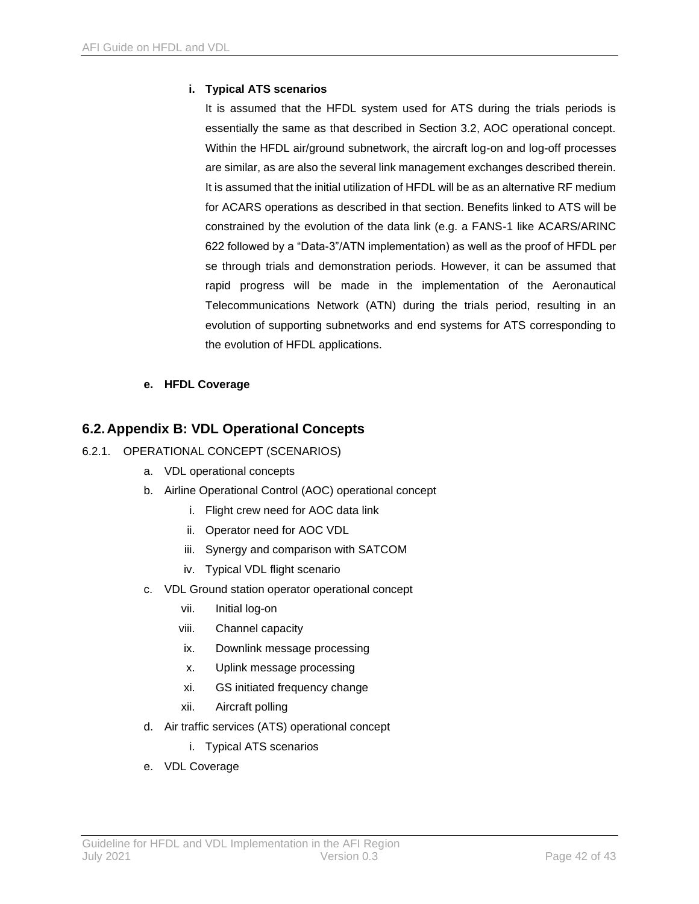**i. Typical ATS scenarios**

It is assumed that the HFDL system used for ATS during the trials periods is essentially the same as that described in Section 3.2, AOC operational concept. Within the HFDL air/ground subnetwork, the aircraft log-on and log-off processes are similar, as are also the several link management exchanges described therein. It is assumed that the initial utilization of HFDL will be as an alternative RF medium for ACARS operations as described in that section. Benefits linked to ATS will be constrained by the evolution of the data link (e.g. a FANS-1 like ACARS/ARINC 622 followed by a "Data-3"/ATN implementation) as well as the proof of HFDL per se through trials and demonstration periods. However, it can be assumed that rapid progress will be made in the implementation of the Aeronautical Telecommunications Network (ATN) during the trials period, resulting in an evolution of supporting subnetworks and end systems for ATS corresponding to the evolution of HFDL applications.

**e. HFDL Coverage**

## 6.2. Appendix B: VDL Operational Concepts

6.2.1. OPERATIONAL CONCEPT (SCENARIOS)

a. VDL operational concepts

b. Airline Operational Control (AOC) operational concept

   i. Flight crew need for AOC data link

   ii. Operator need for AOC VDL

   iii. Synergy and comparison with SATCOM

   iv. Typical VDL flight scenario

c. VDL Ground station operator operational concept

   vii. Initial log-on

   viii. Channel capacity

   ix. Downlink message processing

   x. Uplink message processing

   xi. GS initiated frequency change

   xii. Aircraft polling

d. Air traffic services (ATS) operational concept

   i. Typical ATS scenarios

e. VDL Coverage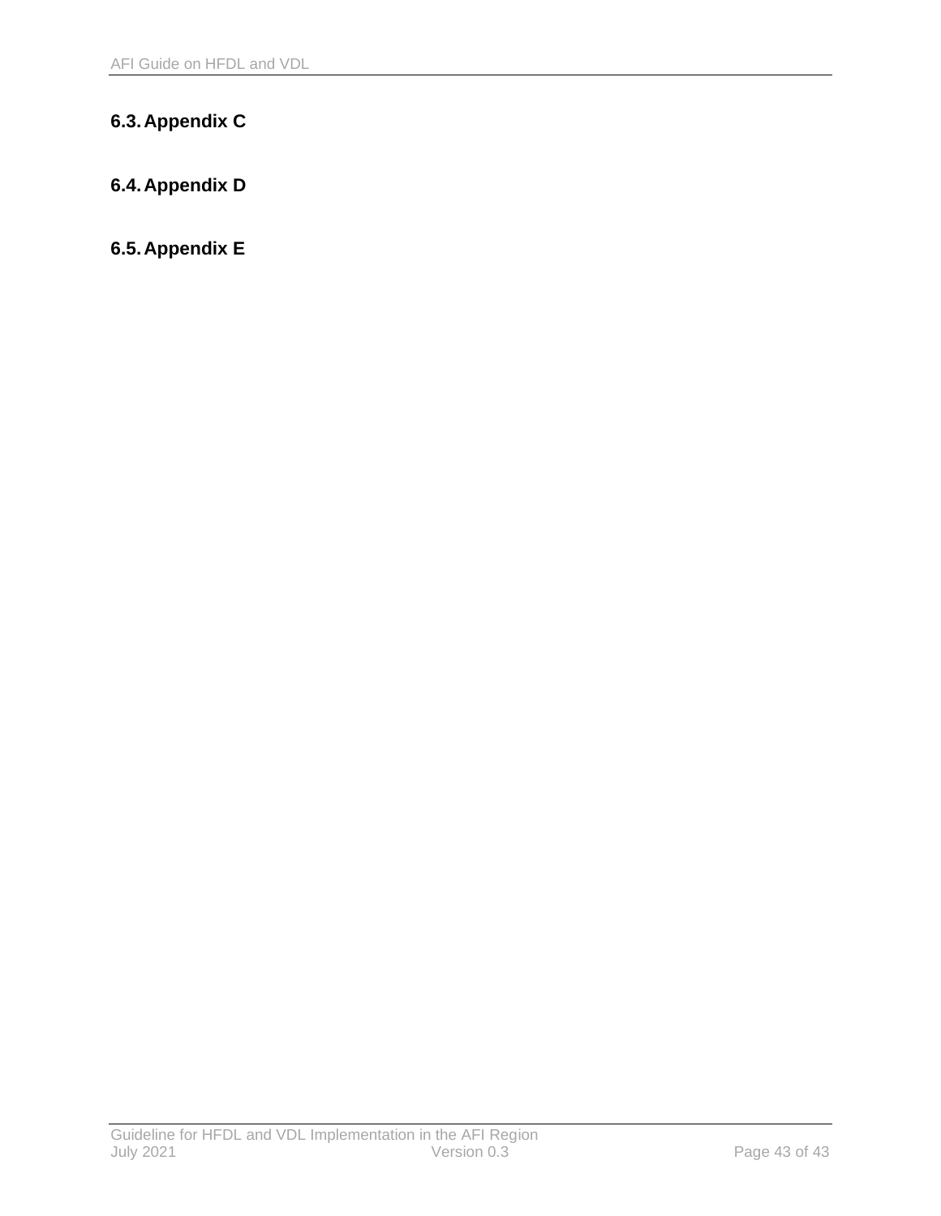## 6.3. Appendix C

## 6.4. Appendix D

## 6.5. Appendix E